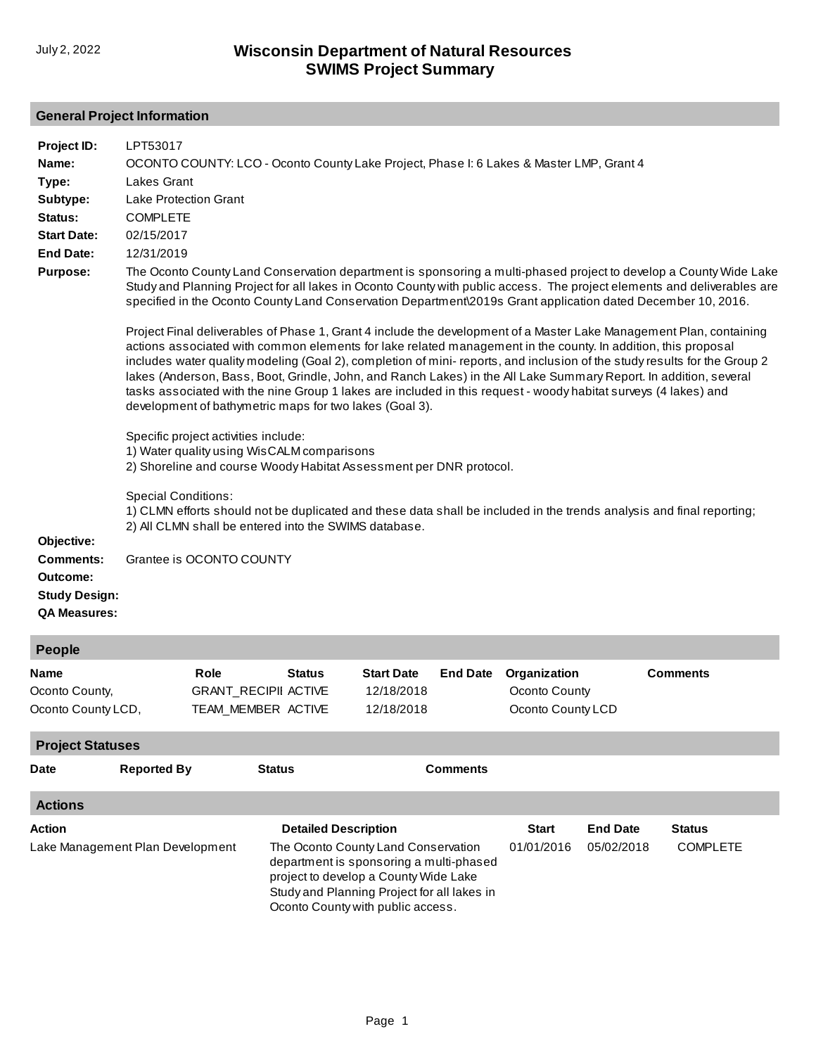July 2, 2022

# Wisconsin Department of Natural Resources
# SWIMS Project Summary

## General Project Information

**Project ID:** LPT53017

**Name:** OCONTO COUNTY: LCO - Oconto County Lake Project, Phase I: 6 Lakes & Master LMP, Grant 4

**Type:** Lakes Grant

**Subtype:** Lake Protection Grant

**Status:** COMPLETE

**Start Date:** 02/15/2017

**End Date:** 12/31/2019

**Purpose:** The Oconto County Land Conservation department is sponsoring a multi-phased project to develop a County Wide Lake Study and Planning Project for all lakes in Oconto County with public access. The project elements and deliverables are specified in the Oconto County Land Conservation Department\2019s Grant application dated December 10, 2016.

Project Final deliverables of Phase 1, Grant 4 include the development of a Master Lake Management Plan, containing actions associated with common elements for lake related management in the county. In addition, this proposal includes water quality modeling (Goal 2), completion of mini- reports, and inclusion of the study results for the Group 2 lakes (Anderson, Bass, Boot, Grindle, John, and Ranch Lakes) in the All Lake Summary Report. In addition, several tasks associated with the nine Group 1 lakes are included in this request - woody habitat surveys (4 lakes) and development of bathymetric maps for two lakes (Goal 3).

Specific project activities include:
1) Water quality using WisCALM comparisons
2) Shoreline and course Woody Habitat Assessment per DNR protocol.

Special Conditions:
1) CLMN efforts should not be duplicated and these data shall be included in the trends analysis and final reporting;
2) All CLMN shall be entered into the SWIMS database.

**Objective:**

**Comments:** Grantee is OCONTO COUNTY

**Outcome:**

**Study Design:**

**QA Measures:**

## People

| Name | Role | Status | Start Date | End Date | Organization | Comments |
|---|---|---|---|---|---|---|
| Oconto County, | GRANT_RECIPII | ACTIVE | 12/18/2018 | | Oconto County | |
| Oconto County LCD, | TEAM_MEMBER | ACTIVE | 12/18/2018 | | Oconto County LCD | |

## Project Statuses

| Date | Reported By | Status | Comments |
|---|---|---|---|

## Actions

| Action | Detailed Description | Start | End Date | Status |
|---|---|---|---|---|
| Lake Management Plan Development | The Oconto County Land Conservation department is sponsoring a multi-phased project to develop a County Wide Lake Study and Planning Project for all lakes in Oconto County with public access. | 01/01/2016 | 05/02/2018 | COMPLETE |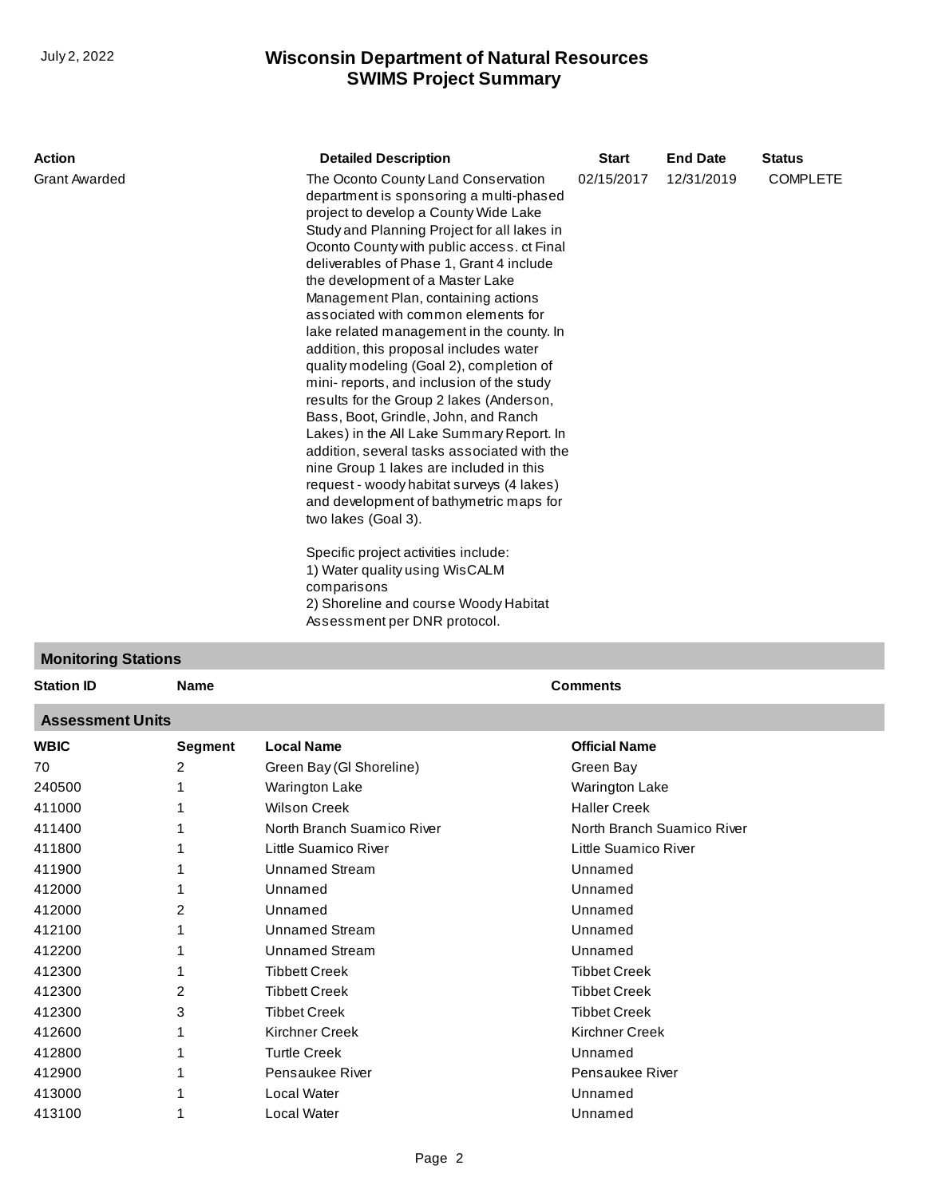| Action | Detailed Description | Start | End Date | Status |
|---|---|---|---|---|
| Grant Awarded | The Oconto County Land Conservation department is sponsoring a multi-phased project to develop a County Wide Lake Study and Planning Project for all lakes in Oconto County with public access. ct Final deliverables of Phase 1, Grant 4 include the development of a Master Lake Management Plan, containing actions associated with common elements for lake related management in the county. In addition, this proposal includes water quality modeling (Goal 2), completion of mini- reports, and inclusion of the study results for the Group 2 lakes (Anderson, Bass, Boot, Grindle, John, and Ranch Lakes) in the All Lake Summary Report. In addition, several tasks associated with the nine Group 1 lakes are included in this request - woody habitat surveys (4 lakes) and development of bathymetric maps for two lakes (Goal 3).<br><br>Specific project activities include:<br>1) Water quality using WisCALM comparisons<br>2) Shoreline and course Woody Habitat Assessment per DNR protocol. | 02/15/2017 | 12/31/2019 | COMPLETE |

## Monitoring Stations

| Station ID | Name | Comments |
|---|---|---|

## Assessment Units

| WBIC | Segment | Local Name | Official Name |
|---|---|---|---|
| 70 | 2 | Green Bay (Gl Shoreline) | Green Bay |
| 240500 | 1 | Warington Lake | Warington Lake |
| 411000 | 1 | Wilson Creek | Haller Creek |
| 411400 | 1 | North Branch Suamico River | North Branch Suamico River |
| 411800 | 1 | Little Suamico River | Little Suamico River |
| 411900 | 1 | Unnamed Stream | Unnamed |
| 412000 | 1 | Unnamed | Unnamed |
| 412000 | 2 | Unnamed | Unnamed |
| 412100 | 1 | Unnamed Stream | Unnamed |
| 412200 | 1 | Unnamed Stream | Unnamed |
| 412300 | 1 | Tibbett Creek | Tibbet Creek |
| 412300 | 2 | Tibbett Creek | Tibbet Creek |
| 412300 | 3 | Tibbett Creek | Tibbet Creek |
| 412600 | 1 | Kirchner Creek | Kirchner Creek |
| 412800 | 1 | Turtle Creek | Unnamed |
| 412900 | 1 | Pensaukee River | Pensaukee River |
| 413000 | 1 | Local Water | Unnamed |
| 413100 | 1 | Local Water | Unnamed |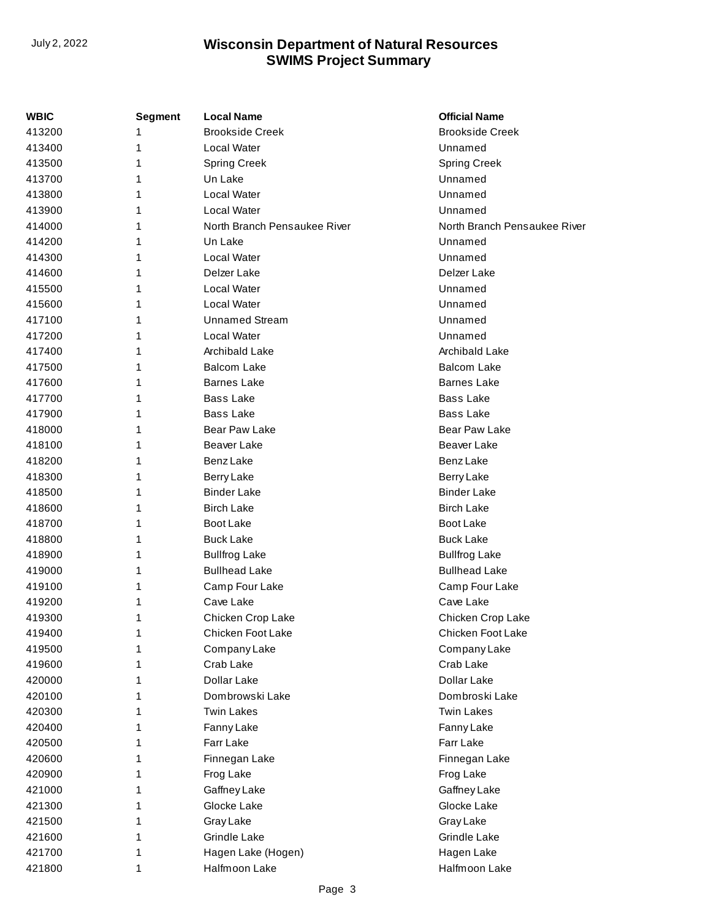| WBIC | Segment | Local Name | Official Name |
|---|---|---|---|
| 413200 | 1 | Brookside Creek | Brookside Creek |
| 413400 | 1 | Local Water | Unnamed |
| 413500 | 1 | Spring Creek | Spring Creek |
| 413700 | 1 | Un Lake | Unnamed |
| 413800 | 1 | Local Water | Unnamed |
| 413900 | 1 | Local Water | Unnamed |
| 414000 | 1 | North Branch Pensaukee River | North Branch Pensaukee River |
| 414200 | 1 | Un Lake | Unnamed |
| 414300 | 1 | Local Water | Unnamed |
| 414600 | 1 | Delzer Lake | Delzer Lake |
| 415500 | 1 | Local Water | Unnamed |
| 415600 | 1 | Local Water | Unnamed |
| 417100 | 1 | Unnamed Stream | Unnamed |
| 417200 | 1 | Local Water | Unnamed |
| 417400 | 1 | Archibald Lake | Archibald Lake |
| 417500 | 1 | Balcom Lake | Balcom Lake |
| 417600 | 1 | Barnes Lake | Barnes Lake |
| 417700 | 1 | Bass Lake | Bass Lake |
| 417900 | 1 | Bass Lake | Bass Lake |
| 418000 | 1 | Bear Paw Lake | Bear Paw Lake |
| 418100 | 1 | Beaver Lake | Beaver Lake |
| 418200 | 1 | Benz Lake | Benz Lake |
| 418300 | 1 | Berry Lake | Berry Lake |
| 418500 | 1 | Binder Lake | Binder Lake |
| 418600 | 1 | Birch Lake | Birch Lake |
| 418700 | 1 | Boot Lake | Boot Lake |
| 418800 | 1 | Buck Lake | Buck Lake |
| 418900 | 1 | Bullfrog Lake | Bullfrog Lake |
| 419000 | 1 | Bullhead Lake | Bullhead Lake |
| 419100 | 1 | Camp Four Lake | Camp Four Lake |
| 419200 | 1 | Cave Lake | Cave Lake |
| 419300 | 1 | Chicken Crop Lake | Chicken Crop Lake |
| 419400 | 1 | Chicken Foot Lake | Chicken Foot Lake |
| 419500 | 1 | Company Lake | Company Lake |
| 419600 | 1 | Crab Lake | Crab Lake |
| 420000 | 1 | Dollar Lake | Dollar Lake |
| 420100 | 1 | Dombrowski Lake | Dombroski Lake |
| 420300 | 1 | Twin Lakes | Twin Lakes |
| 420400 | 1 | Fanny Lake | Fanny Lake |
| 420500 | 1 | Farr Lake | Farr Lake |
| 420600 | 1 | Finnegan Lake | Finnegan Lake |
| 420900 | 1 | Frog Lake | Frog Lake |
| 421000 | 1 | Gaffney Lake | Gaffney Lake |
| 421300 | 1 | Glocke Lake | Glocke Lake |
| 421500 | 1 | Gray Lake | Gray Lake |
| 421600 | 1 | Grindle Lake | Grindle Lake |
| 421700 | 1 | Hagen Lake (Hogen) | Hagen Lake |
| 421800 | 1 | Halfmoon Lake | Halfmoon Lake |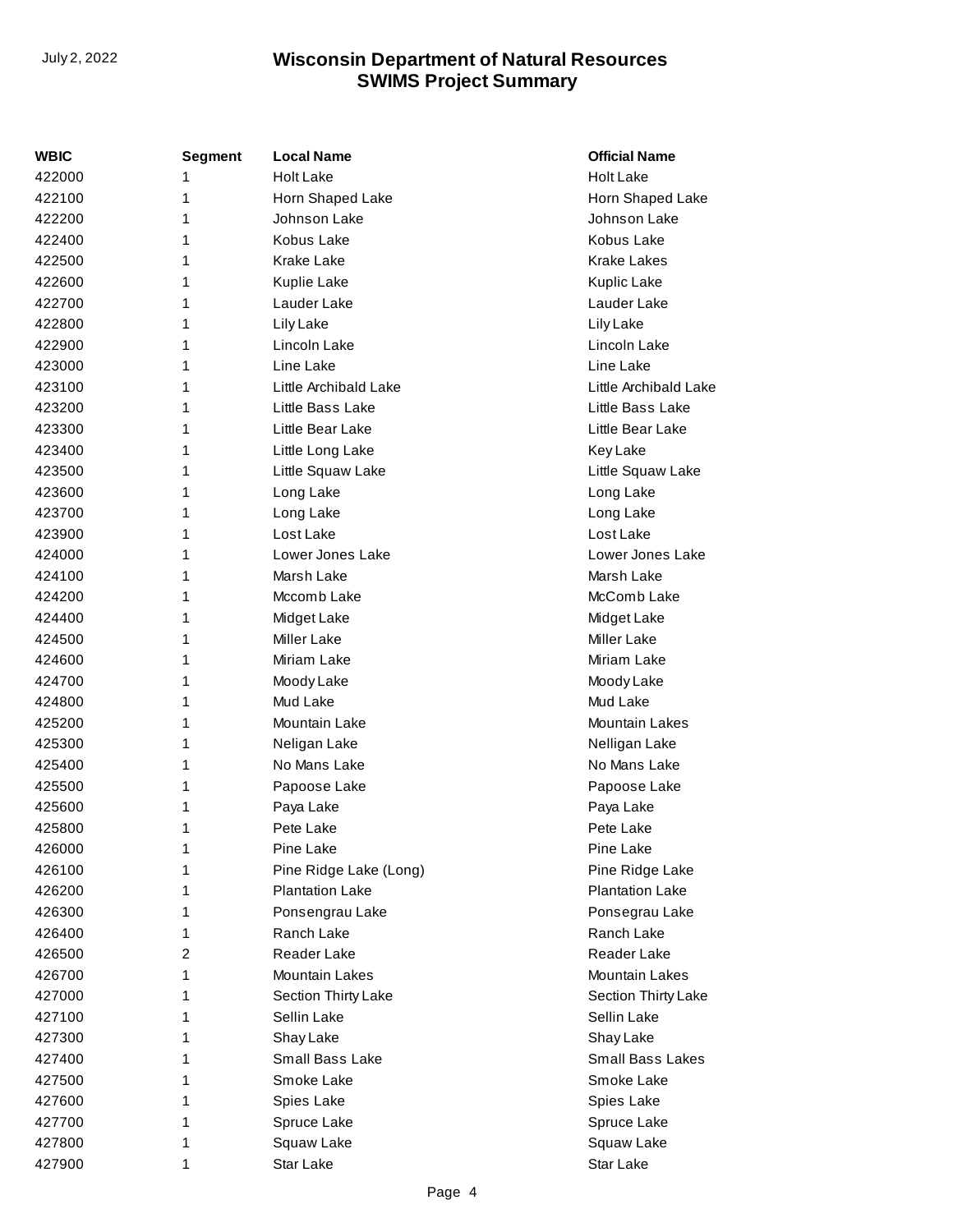| WBIC | Segment | Local Name | Official Name |
|---|---|---|---|
| 422000 | 1 | Holt Lake | Holt Lake |
| 422100 | 1 | Horn Shaped Lake | Horn Shaped Lake |
| 422200 | 1 | Johnson Lake | Johnson Lake |
| 422400 | 1 | Kobus Lake | Kobus Lake |
| 422500 | 1 | Krake Lake | Krake Lakes |
| 422600 | 1 | Kuplie Lake | Kuplic Lake |
| 422700 | 1 | Lauder Lake | Lauder Lake |
| 422800 | 1 | Lily Lake | Lily Lake |
| 422900 | 1 | Lincoln Lake | Lincoln Lake |
| 423000 | 1 | Line Lake | Line Lake |
| 423100 | 1 | Little Archibald Lake | Little Archibald Lake |
| 423200 | 1 | Little Bass Lake | Little Bass Lake |
| 423300 | 1 | Little Bear Lake | Little Bear Lake |
| 423400 | 1 | Little Long Lake | Key Lake |
| 423500 | 1 | Little Squaw Lake | Little Squaw Lake |
| 423600 | 1 | Long Lake | Long Lake |
| 423700 | 1 | Long Lake | Long Lake |
| 423900 | 1 | Lost Lake | Lost Lake |
| 424000 | 1 | Lower Jones Lake | Lower Jones Lake |
| 424100 | 1 | Marsh Lake | Marsh Lake |
| 424200 | 1 | Mccomb Lake | McComb Lake |
| 424400 | 1 | Midget Lake | Midget Lake |
| 424500 | 1 | Miller Lake | Miller Lake |
| 424600 | 1 | Miriam Lake | Miriam Lake |
| 424700 | 1 | Moody Lake | Moody Lake |
| 424800 | 1 | Mud Lake | Mud Lake |
| 425200 | 1 | Mountain Lake | Mountain Lakes |
| 425300 | 1 | Neligan Lake | Nelligan Lake |
| 425400 | 1 | No Mans Lake | No Mans Lake |
| 425500 | 1 | Papoose Lake | Papoose Lake |
| 425600 | 1 | Paya Lake | Paya Lake |
| 425800 | 1 | Pete Lake | Pete Lake |
| 426000 | 1 | Pine Lake | Pine Lake |
| 426100 | 1 | Pine Ridge Lake (Long) | Pine Ridge Lake |
| 426200 | 1 | Plantation Lake | Plantation Lake |
| 426300 | 1 | Ponsengrau Lake | Ponsegrau Lake |
| 426400 | 1 | Ranch Lake | Ranch Lake |
| 426500 | 2 | Reader Lake | Reader Lake |
| 426700 | 1 | Mountain Lakes | Mountain Lakes |
| 427000 | 1 | Section Thirty Lake | Section Thirty Lake |
| 427100 | 1 | Sellin Lake | Sellin Lake |
| 427300 | 1 | Shay Lake | Shay Lake |
| 427400 | 1 | Small Bass Lake | Small Bass Lakes |
| 427500 | 1 | Smoke Lake | Smoke Lake |
| 427600 | 1 | Spies Lake | Spies Lake |
| 427700 | 1 | Spruce Lake | Spruce Lake |
| 427800 | 1 | Squaw Lake | Squaw Lake |
| 427900 | 1 | Star Lake | Star Lake |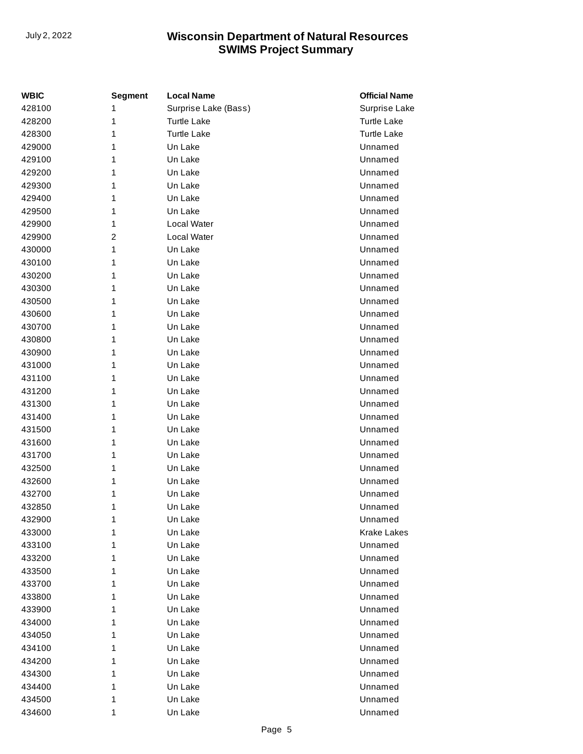| WBIC | Segment | Local Name | Official Name |
|---|---|---|---|
| 428100 | 1 | Surprise Lake (Bass) | Surprise Lake |
| 428200 | 1 | Turtle Lake | Turtle Lake |
| 428300 | 1 | Turtle Lake | Turtle Lake |
| 429000 | 1 | Un Lake | Unnamed |
| 429100 | 1 | Un Lake | Unnamed |
| 429200 | 1 | Un Lake | Unnamed |
| 429300 | 1 | Un Lake | Unnamed |
| 429400 | 1 | Un Lake | Unnamed |
| 429500 | 1 | Un Lake | Unnamed |
| 429900 | 1 | Local Water | Unnamed |
| 429900 | 2 | Local Water | Unnamed |
| 430000 | 1 | Un Lake | Unnamed |
| 430100 | 1 | Un Lake | Unnamed |
| 430200 | 1 | Un Lake | Unnamed |
| 430300 | 1 | Un Lake | Unnamed |
| 430500 | 1 | Un Lake | Unnamed |
| 430600 | 1 | Un Lake | Unnamed |
| 430700 | 1 | Un Lake | Unnamed |
| 430800 | 1 | Un Lake | Unnamed |
| 430900 | 1 | Un Lake | Unnamed |
| 431000 | 1 | Un Lake | Unnamed |
| 431100 | 1 | Un Lake | Unnamed |
| 431200 | 1 | Un Lake | Unnamed |
| 431300 | 1 | Un Lake | Unnamed |
| 431400 | 1 | Un Lake | Unnamed |
| 431500 | 1 | Un Lake | Unnamed |
| 431600 | 1 | Un Lake | Unnamed |
| 431700 | 1 | Un Lake | Unnamed |
| 432500 | 1 | Un Lake | Unnamed |
| 432600 | 1 | Un Lake | Unnamed |
| 432700 | 1 | Un Lake | Unnamed |
| 432850 | 1 | Un Lake | Unnamed |
| 432900 | 1 | Un Lake | Unnamed |
| 433000 | 1 | Un Lake | Krake Lakes |
| 433100 | 1 | Un Lake | Unnamed |
| 433200 | 1 | Un Lake | Unnamed |
| 433500 | 1 | Un Lake | Unnamed |
| 433700 | 1 | Un Lake | Unnamed |
| 433800 | 1 | Un Lake | Unnamed |
| 433900 | 1 | Un Lake | Unnamed |
| 434000 | 1 | Un Lake | Unnamed |
| 434050 | 1 | Un Lake | Unnamed |
| 434100 | 1 | Un Lake | Unnamed |
| 434200 | 1 | Un Lake | Unnamed |
| 434300 | 1 | Un Lake | Unnamed |
| 434400 | 1 | Un Lake | Unnamed |
| 434500 | 1 | Un Lake | Unnamed |
| 434600 | 1 | Un Lake | Unnamed |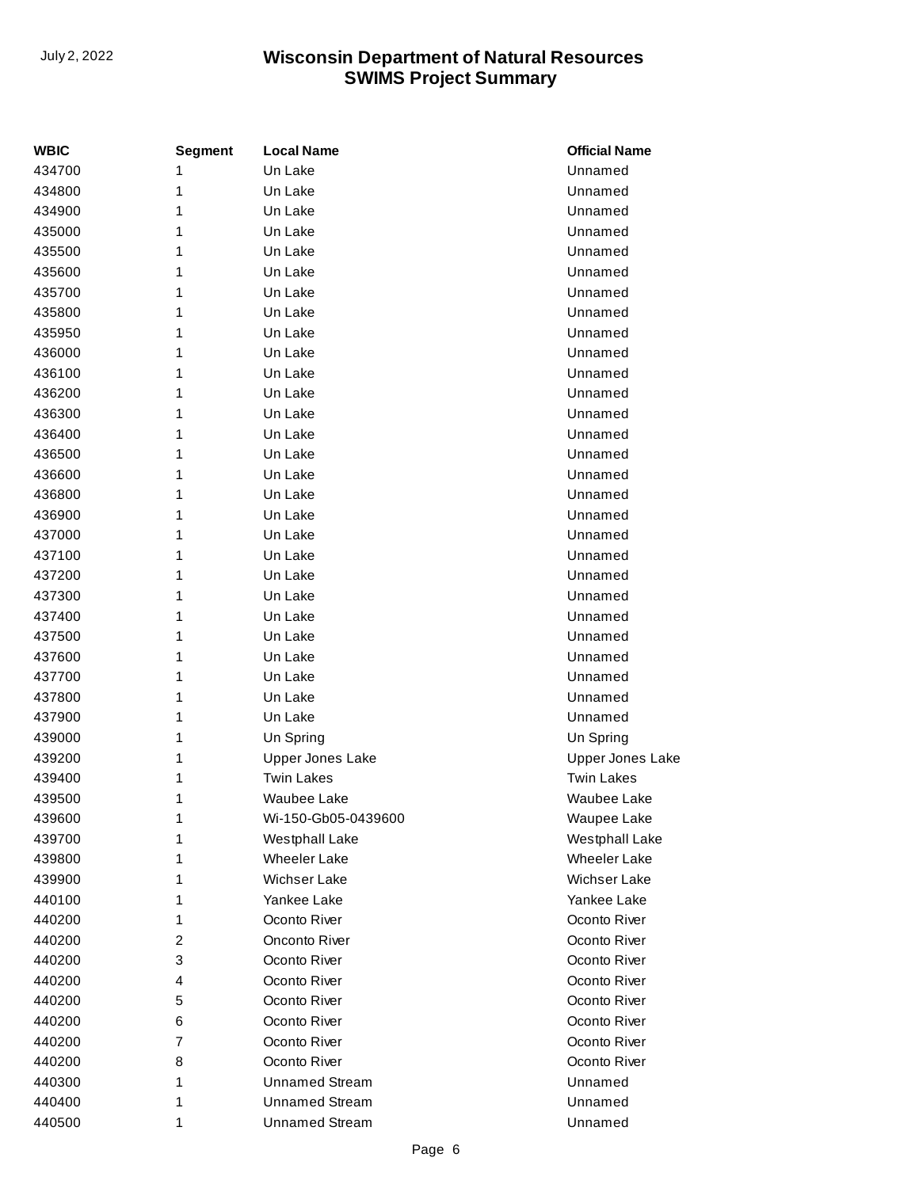| WBIC | Segment | Local Name | Official Name |
|---|---|---|---|
| 434700 | 1 | Un Lake | Unnamed |
| 434800 | 1 | Un Lake | Unnamed |
| 434900 | 1 | Un Lake | Unnamed |
| 435000 | 1 | Un Lake | Unnamed |
| 435500 | 1 | Un Lake | Unnamed |
| 435600 | 1 | Un Lake | Unnamed |
| 435700 | 1 | Un Lake | Unnamed |
| 435800 | 1 | Un Lake | Unnamed |
| 435950 | 1 | Un Lake | Unnamed |
| 436000 | 1 | Un Lake | Unnamed |
| 436100 | 1 | Un Lake | Unnamed |
| 436200 | 1 | Un Lake | Unnamed |
| 436300 | 1 | Un Lake | Unnamed |
| 436400 | 1 | Un Lake | Unnamed |
| 436500 | 1 | Un Lake | Unnamed |
| 436600 | 1 | Un Lake | Unnamed |
| 436800 | 1 | Un Lake | Unnamed |
| 436900 | 1 | Un Lake | Unnamed |
| 437000 | 1 | Un Lake | Unnamed |
| 437100 | 1 | Un Lake | Unnamed |
| 437200 | 1 | Un Lake | Unnamed |
| 437300 | 1 | Un Lake | Unnamed |
| 437400 | 1 | Un Lake | Unnamed |
| 437500 | 1 | Un Lake | Unnamed |
| 437600 | 1 | Un Lake | Unnamed |
| 437700 | 1 | Un Lake | Unnamed |
| 437800 | 1 | Un Lake | Unnamed |
| 437900 | 1 | Un Lake | Unnamed |
| 439000 | 1 | Un Spring | Un Spring |
| 439200 | 1 | Upper Jones Lake | Upper Jones Lake |
| 439400 | 1 | Twin Lakes | Twin Lakes |
| 439500 | 1 | Waubee Lake | Waubee Lake |
| 439600 | 1 | Wi-150-Gb05-0439600 | Waupee Lake |
| 439700 | 1 | Westphall Lake | Westphall Lake |
| 439800 | 1 | Wheeler Lake | Wheeler Lake |
| 439900 | 1 | Wichser Lake | Wichser Lake |
| 440100 | 1 | Yankee Lake | Yankee Lake |
| 440200 | 1 | Oconto River | Oconto River |
| 440200 | 2 | Onconto River | Oconto River |
| 440200 | 3 | Oconto River | Oconto River |
| 440200 | 4 | Oconto River | Oconto River |
| 440200 | 5 | Oconto River | Oconto River |
| 440200 | 6 | Oconto River | Oconto River |
| 440200 | 7 | Oconto River | Oconto River |
| 440200 | 8 | Oconto River | Oconto River |
| 440300 | 1 | Unnamed Stream | Unnamed |
| 440400 | 1 | Unnamed Stream | Unnamed |
| 440500 | 1 | Unnamed Stream | Unnamed |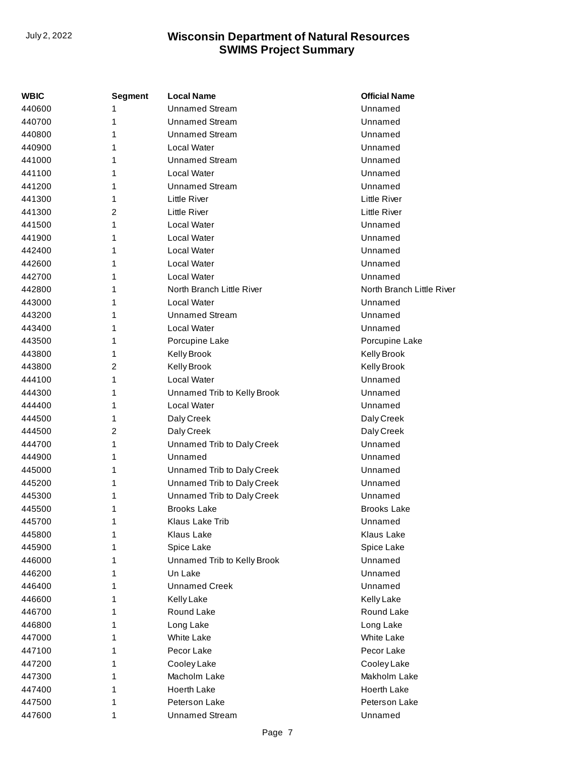| WBIC | Segment | Local Name | Official Name |
| --- | --- | --- | --- |
| 440600 | 1 | Unnamed Stream | Unnamed |
| 440700 | 1 | Unnamed Stream | Unnamed |
| 440800 | 1 | Unnamed Stream | Unnamed |
| 440900 | 1 | Local Water | Unnamed |
| 441000 | 1 | Unnamed Stream | Unnamed |
| 441100 | 1 | Local Water | Unnamed |
| 441200 | 1 | Unnamed Stream | Unnamed |
| 441300 | 1 | Little River | Little River |
| 441300 | 2 | Little River | Little River |
| 441500 | 1 | Local Water | Unnamed |
| 441900 | 1 | Local Water | Unnamed |
| 442400 | 1 | Local Water | Unnamed |
| 442600 | 1 | Local Water | Unnamed |
| 442700 | 1 | Local Water | Unnamed |
| 442800 | 1 | North Branch Little River | North Branch Little River |
| 443000 | 1 | Local Water | Unnamed |
| 443200 | 1 | Unnamed Stream | Unnamed |
| 443400 | 1 | Local Water | Unnamed |
| 443500 | 1 | Porcupine Lake | Porcupine Lake |
| 443800 | 1 | Kelly Brook | Kelly Brook |
| 443800 | 2 | Kelly Brook | Kelly Brook |
| 444100 | 1 | Local Water | Unnamed |
| 444300 | 1 | Unnamed Trib to Kelly Brook | Unnamed |
| 444400 | 1 | Local Water | Unnamed |
| 444500 | 1 | Daly Creek | Daly Creek |
| 444500 | 2 | Daly Creek | Daly Creek |
| 444700 | 1 | Unnamed Trib to Daly Creek | Unnamed |
| 444900 | 1 | Unnamed | Unnamed |
| 445000 | 1 | Unnamed Trib to Daly Creek | Unnamed |
| 445200 | 1 | Unnamed Trib to Daly Creek | Unnamed |
| 445300 | 1 | Unnamed Trib to Daly Creek | Unnamed |
| 445500 | 1 | Brooks Lake | Brooks Lake |
| 445700 | 1 | Klaus Lake Trib | Unnamed |
| 445800 | 1 | Klaus Lake | Klaus Lake |
| 445900 | 1 | Spice Lake | Spice Lake |
| 446000 | 1 | Unnamed Trib to Kelly Brook | Unnamed |
| 446200 | 1 | Un Lake | Unnamed |
| 446400 | 1 | Unnamed Creek | Unnamed |
| 446600 | 1 | Kelly Lake | Kelly Lake |
| 446700 | 1 | Round Lake | Round Lake |
| 446800 | 1 | Long Lake | Long Lake |
| 447000 | 1 | White Lake | White Lake |
| 447100 | 1 | Pecor Lake | Pecor Lake |
| 447200 | 1 | Cooley Lake | Cooley Lake |
| 447300 | 1 | Macholm Lake | Makholm Lake |
| 447400 | 1 | Hoerth Lake | Hoerth Lake |
| 447500 | 1 | Peterson Lake | Peterson Lake |
| 447600 | 1 | Unnamed Stream | Unnamed |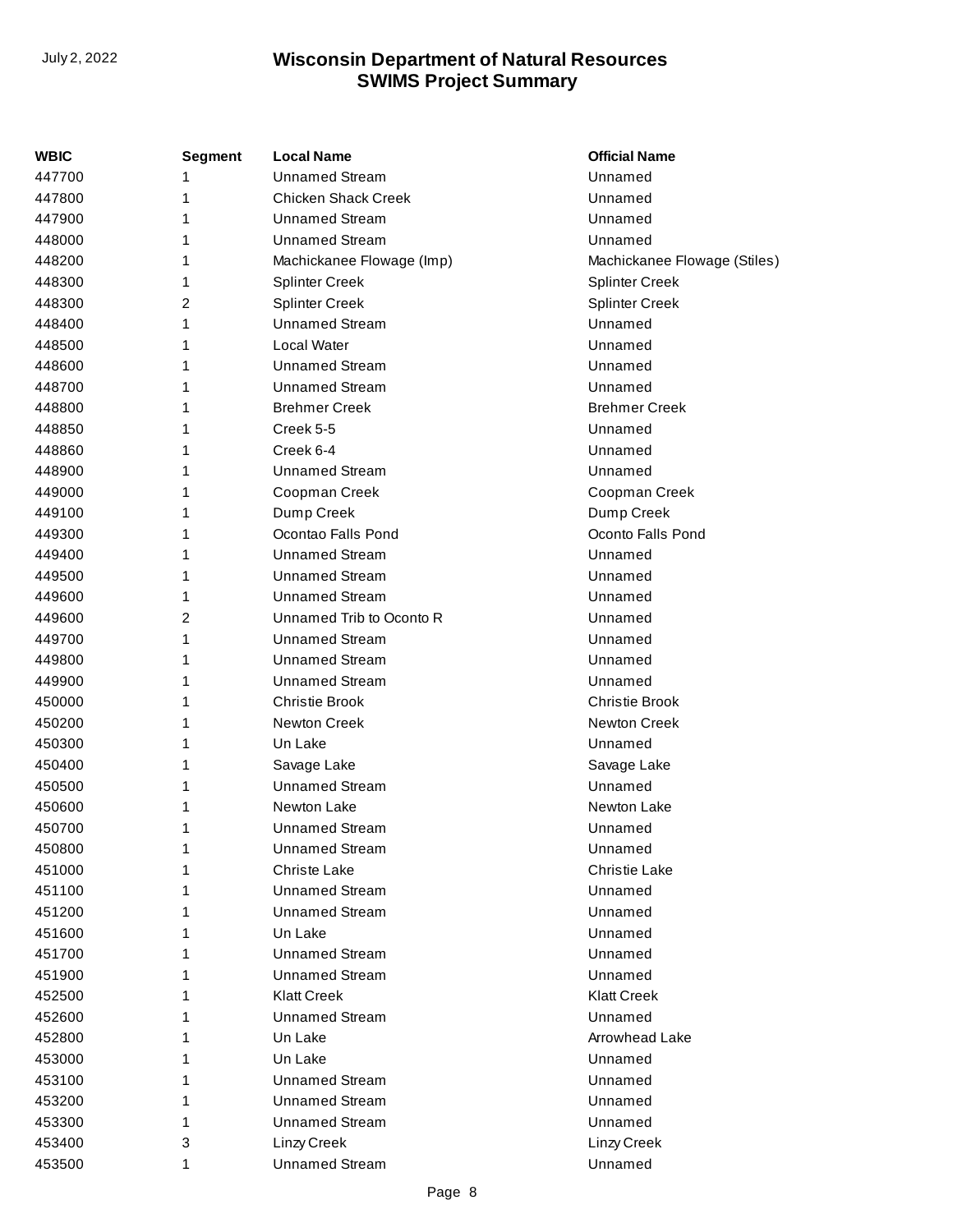| WBIC | Segment | Local Name | Official Name |
|---|---|---|---|
| 447700 | 1 | Unnamed Stream | Unnamed |
| 447800 | 1 | Chicken Shack Creek | Unnamed |
| 447900 | 1 | Unnamed Stream | Unnamed |
| 448000 | 1 | Unnamed Stream | Unnamed |
| 448200 | 1 | Machickanee Flowage (Imp) | Machickanee Flowage (Stiles) |
| 448300 | 1 | Splinter Creek | Splinter Creek |
| 448300 | 2 | Splinter Creek | Splinter Creek |
| 448400 | 1 | Unnamed Stream | Unnamed |
| 448500 | 1 | Local Water | Unnamed |
| 448600 | 1 | Unnamed Stream | Unnamed |
| 448700 | 1 | Unnamed Stream | Unnamed |
| 448800 | 1 | Brehmer Creek | Brehmer Creek |
| 448850 | 1 | Creek 5-5 | Unnamed |
| 448860 | 1 | Creek 6-4 | Unnamed |
| 448900 | 1 | Unnamed Stream | Unnamed |
| 449000 | 1 | Coopman Creek | Coopman Creek |
| 449100 | 1 | Dump Creek | Dump Creek |
| 449300 | 1 | Ocontao Falls Pond | Oconto Falls Pond |
| 449400 | 1 | Unnamed Stream | Unnamed |
| 449500 | 1 | Unnamed Stream | Unnamed |
| 449600 | 1 | Unnamed Stream | Unnamed |
| 449600 | 2 | Unnamed Trib to Oconto R | Unnamed |
| 449700 | 1 | Unnamed Stream | Unnamed |
| 449800 | 1 | Unnamed Stream | Unnamed |
| 449900 | 1 | Unnamed Stream | Unnamed |
| 450000 | 1 | Christie Brook | Christie Brook |
| 450200 | 1 | Newton Creek | Newton Creek |
| 450300 | 1 | Un Lake | Unnamed |
| 450400 | 1 | Savage Lake | Savage Lake |
| 450500 | 1 | Unnamed Stream | Unnamed |
| 450600 | 1 | Newton Lake | Newton Lake |
| 450700 | 1 | Unnamed Stream | Unnamed |
| 450800 | 1 | Unnamed Stream | Unnamed |
| 451000 | 1 | Christe Lake | Christie Lake |
| 451100 | 1 | Unnamed Stream | Unnamed |
| 451200 | 1 | Unnamed Stream | Unnamed |
| 451600 | 1 | Un Lake | Unnamed |
| 451700 | 1 | Unnamed Stream | Unnamed |
| 451900 | 1 | Unnamed Stream | Unnamed |
| 452500 | 1 | Klatt Creek | Klatt Creek |
| 452600 | 1 | Unnamed Stream | Unnamed |
| 452800 | 1 | Un Lake | Arrowhead Lake |
| 453000 | 1 | Un Lake | Unnamed |
| 453100 | 1 | Unnamed Stream | Unnamed |
| 453200 | 1 | Unnamed Stream | Unnamed |
| 453300 | 1 | Unnamed Stream | Unnamed |
| 453400 | 3 | Linzy Creek | Linzy Creek |
| 453500 | 1 | Unnamed Stream | Unnamed |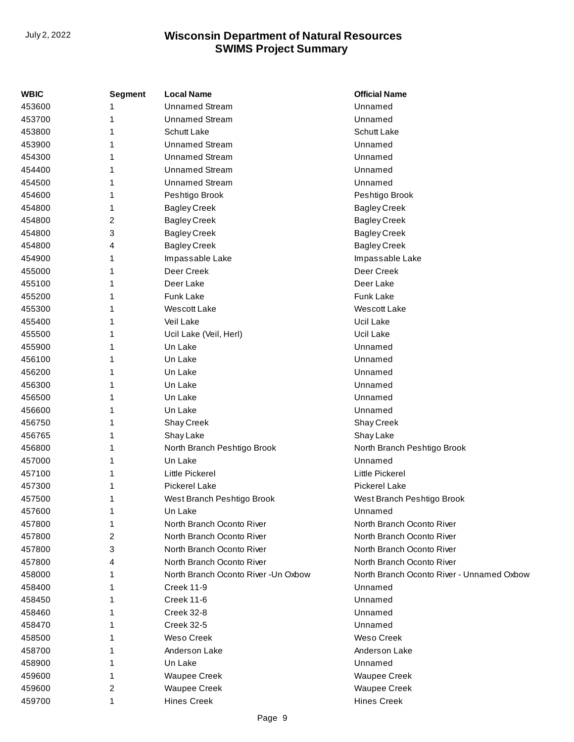| WBIC | Segment | Local Name | Official Name |
|---|---|---|---|
| 453600 | 1 | Unnamed Stream | Unnamed |
| 453700 | 1 | Unnamed Stream | Unnamed |
| 453800 | 1 | Schutt Lake | Schutt Lake |
| 453900 | 1 | Unnamed Stream | Unnamed |
| 454300 | 1 | Unnamed Stream | Unnamed |
| 454400 | 1 | Unnamed Stream | Unnamed |
| 454500 | 1 | Unnamed Stream | Unnamed |
| 454600 | 1 | Peshtigo Brook | Peshtigo Brook |
| 454800 | 1 | Bagley Creek | Bagley Creek |
| 454800 | 2 | Bagley Creek | Bagley Creek |
| 454800 | 3 | Bagley Creek | Bagley Creek |
| 454800 | 4 | Bagley Creek | Bagley Creek |
| 454900 | 1 | Impassable Lake | Impassable Lake |
| 455000 | 1 | Deer Creek | Deer Creek |
| 455100 | 1 | Deer Lake | Deer Lake |
| 455200 | 1 | Funk Lake | Funk Lake |
| 455300 | 1 | Wescott Lake | Wescott Lake |
| 455400 | 1 | Veil Lake | Ucil Lake |
| 455500 | 1 | Ucil Lake (Veil, Herl) | Ucil Lake |
| 455900 | 1 | Un Lake | Unnamed |
| 456100 | 1 | Un Lake | Unnamed |
| 456200 | 1 | Un Lake | Unnamed |
| 456300 | 1 | Un Lake | Unnamed |
| 456500 | 1 | Un Lake | Unnamed |
| 456600 | 1 | Un Lake | Unnamed |
| 456750 | 1 | Shay Creek | Shay Creek |
| 456765 | 1 | Shay Lake | Shay Lake |
| 456800 | 1 | North Branch Peshtigo Brook | North Branch Peshtigo Brook |
| 457000 | 1 | Un Lake | Unnamed |
| 457100 | 1 | Little Pickerel | Little Pickerel |
| 457300 | 1 | Pickerel Lake | Pickerel Lake |
| 457500 | 1 | West Branch Peshtigo Brook | West Branch Peshtigo Brook |
| 457600 | 1 | Un Lake | Unnamed |
| 457800 | 1 | North Branch Oconto River | North Branch Oconto River |
| 457800 | 2 | North Branch Oconto River | North Branch Oconto River |
| 457800 | 3 | North Branch Oconto River | North Branch Oconto River |
| 457800 | 4 | North Branch Oconto River | North Branch Oconto River |
| 458000 | 1 | North Branch Oconto River -Un Oxbow | North Branch Oconto River - Unnamed Oxbow |
| 458400 | 1 | Creek 11-9 | Unnamed |
| 458450 | 1 | Creek 11-6 | Unnamed |
| 458460 | 1 | Creek 32-8 | Unnamed |
| 458470 | 1 | Creek 32-5 | Unnamed |
| 458500 | 1 | Weso Creek | Weso Creek |
| 458700 | 1 | Anderson Lake | Anderson Lake |
| 458900 | 1 | Un Lake | Unnamed |
| 459600 | 1 | Waupee Creek | Waupee Creek |
| 459600 | 2 | Waupee Creek | Waupee Creek |
| 459700 | 1 | Hines Creek | Hines Creek |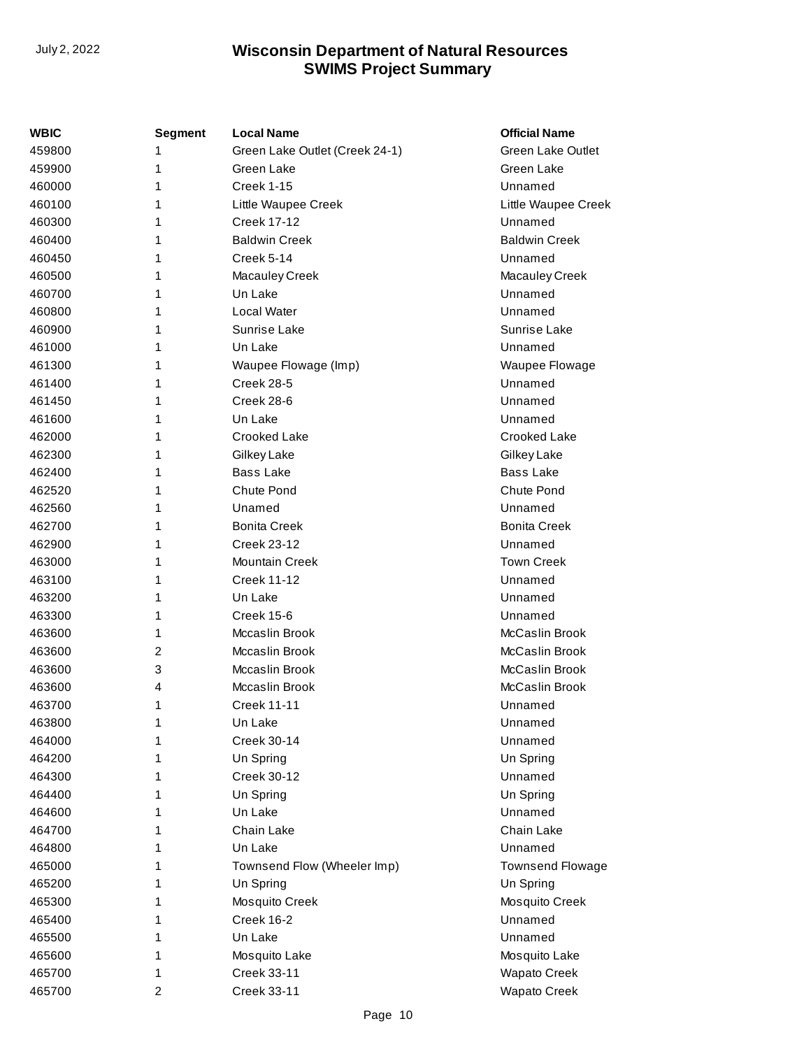| WBIC | Segment | Local Name | Official Name |
|---|---|---|---|
| 459800 | 1 | Green Lake Outlet (Creek 24-1) | Green Lake Outlet |
| 459900 | 1 | Green Lake | Green Lake |
| 460000 | 1 | Creek 1-15 | Unnamed |
| 460100 | 1 | Little Waupee Creek | Little Waupee Creek |
| 460300 | 1 | Creek 17-12 | Unnamed |
| 460400 | 1 | Baldwin Creek | Baldwin Creek |
| 460450 | 1 | Creek 5-14 | Unnamed |
| 460500 | 1 | Macauley Creek | Macauley Creek |
| 460700 | 1 | Un Lake | Unnamed |
| 460800 | 1 | Local Water | Unnamed |
| 460900 | 1 | Sunrise Lake | Sunrise Lake |
| 461000 | 1 | Un Lake | Unnamed |
| 461300 | 1 | Waupee Flowage (Imp) | Waupee Flowage |
| 461400 | 1 | Creek 28-5 | Unnamed |
| 461450 | 1 | Creek 28-6 | Unnamed |
| 461600 | 1 | Un Lake | Unnamed |
| 462000 | 1 | Crooked Lake | Crooked Lake |
| 462300 | 1 | Gilkey Lake | Gilkey Lake |
| 462400 | 1 | Bass Lake | Bass Lake |
| 462520 | 1 | Chute Pond | Chute Pond |
| 462560 | 1 | Unamed | Unnamed |
| 462700 | 1 | Bonita Creek | Bonita Creek |
| 462900 | 1 | Creek 23-12 | Unnamed |
| 463000 | 1 | Mountain Creek | Town Creek |
| 463100 | 1 | Creek 11-12 | Unnamed |
| 463200 | 1 | Un Lake | Unnamed |
| 463300 | 1 | Creek 15-6 | Unnamed |
| 463600 | 1 | Mccaslin Brook | McCaslin Brook |
| 463600 | 2 | Mccaslin Brook | McCaslin Brook |
| 463600 | 3 | Mccaslin Brook | McCaslin Brook |
| 463600 | 4 | Mccaslin Brook | McCaslin Brook |
| 463700 | 1 | Creek 11-11 | Unnamed |
| 463800 | 1 | Un Lake | Unnamed |
| 464000 | 1 | Creek 30-14 | Unnamed |
| 464200 | 1 | Un Spring | Un Spring |
| 464300 | 1 | Creek 30-12 | Unnamed |
| 464400 | 1 | Un Spring | Un Spring |
| 464600 | 1 | Un Lake | Unnamed |
| 464700 | 1 | Chain Lake | Chain Lake |
| 464800 | 1 | Un Lake | Unnamed |
| 465000 | 1 | Townsend Flow (Wheeler Imp) | Townsend Flowage |
| 465200 | 1 | Un Spring | Un Spring |
| 465300 | 1 | Mosquito Creek | Mosquito Creek |
| 465400 | 1 | Creek 16-2 | Unnamed |
| 465500 | 1 | Un Lake | Unnamed |
| 465600 | 1 | Mosquito Lake | Mosquito Lake |
| 465700 | 1 | Creek 33-11 | Wapato Creek |
| 465700 | 2 | Creek 33-11 | Wapato Creek |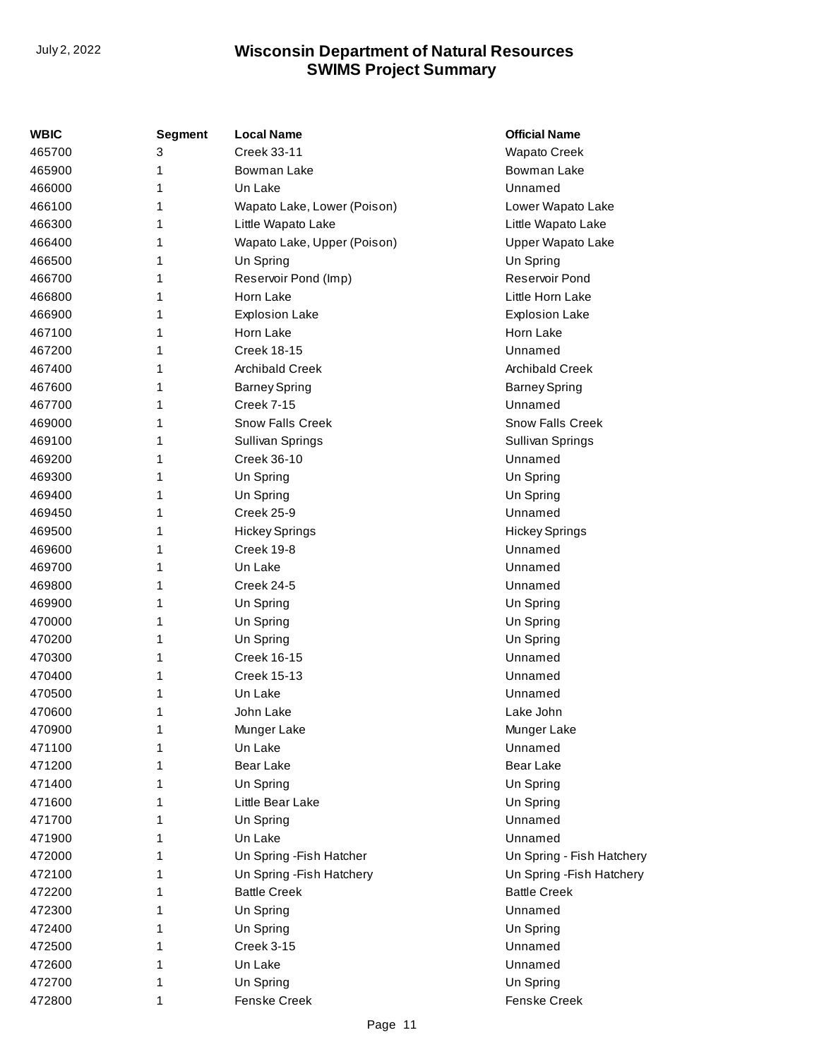| WBIC | Segment | Local Name | Official Name |
|---|---|---|---|
| 465700 | 3 | Creek 33-11 | Wapato Creek |
| 465900 | 1 | Bowman Lake | Bowman Lake |
| 466000 | 1 | Un Lake | Unnamed |
| 466100 | 1 | Wapato Lake, Lower (Poison) | Lower Wapato Lake |
| 466300 | 1 | Little Wapato Lake | Little Wapato Lake |
| 466400 | 1 | Wapato Lake, Upper (Poison) | Upper Wapato Lake |
| 466500 | 1 | Un Spring | Un Spring |
| 466700 | 1 | Reservoir Pond (Imp) | Reservoir Pond |
| 466800 | 1 | Horn Lake | Little Horn Lake |
| 466900 | 1 | Explosion Lake | Explosion Lake |
| 467100 | 1 | Horn Lake | Horn Lake |
| 467200 | 1 | Creek 18-15 | Unnamed |
| 467400 | 1 | Archibald Creek | Archibald Creek |
| 467600 | 1 | Barney Spring | Barney Spring |
| 467700 | 1 | Creek 7-15 | Unnamed |
| 469000 | 1 | Snow Falls Creek | Snow Falls Creek |
| 469100 | 1 | Sullivan Springs | Sullivan Springs |
| 469200 | 1 | Creek 36-10 | Unnamed |
| 469300 | 1 | Un Spring | Un Spring |
| 469400 | 1 | Un Spring | Un Spring |
| 469450 | 1 | Creek 25-9 | Unnamed |
| 469500 | 1 | Hickey Springs | Hickey Springs |
| 469600 | 1 | Creek 19-8 | Unnamed |
| 469700 | 1 | Un Lake | Unnamed |
| 469800 | 1 | Creek 24-5 | Unnamed |
| 469900 | 1 | Un Spring | Un Spring |
| 470000 | 1 | Un Spring | Un Spring |
| 470200 | 1 | Un Spring | Un Spring |
| 470300 | 1 | Creek 16-15 | Unnamed |
| 470400 | 1 | Creek 15-13 | Unnamed |
| 470500 | 1 | Un Lake | Unnamed |
| 470600 | 1 | John Lake | Lake John |
| 470900 | 1 | Munger Lake | Munger Lake |
| 471100 | 1 | Un Lake | Unnamed |
| 471200 | 1 | Bear Lake | Bear Lake |
| 471400 | 1 | Un Spring | Un Spring |
| 471600 | 1 | Little Bear Lake | Un Spring |
| 471700 | 1 | Un Spring | Unnamed |
| 471900 | 1 | Un Lake | Unnamed |
| 472000 | 1 | Un Spring -Fish Hatcher | Un Spring - Fish Hatchery |
| 472100 | 1 | Un Spring -Fish Hatchery | Un Spring -Fish Hatchery |
| 472200 | 1 | Battle Creek | Battle Creek |
| 472300 | 1 | Un Spring | Unnamed |
| 472400 | 1 | Un Spring | Un Spring |
| 472500 | 1 | Creek 3-15 | Unnamed |
| 472600 | 1 | Un Lake | Unnamed |
| 472700 | 1 | Un Spring | Un Spring |
| 472800 | 1 | Fenske Creek | Fenske Creek |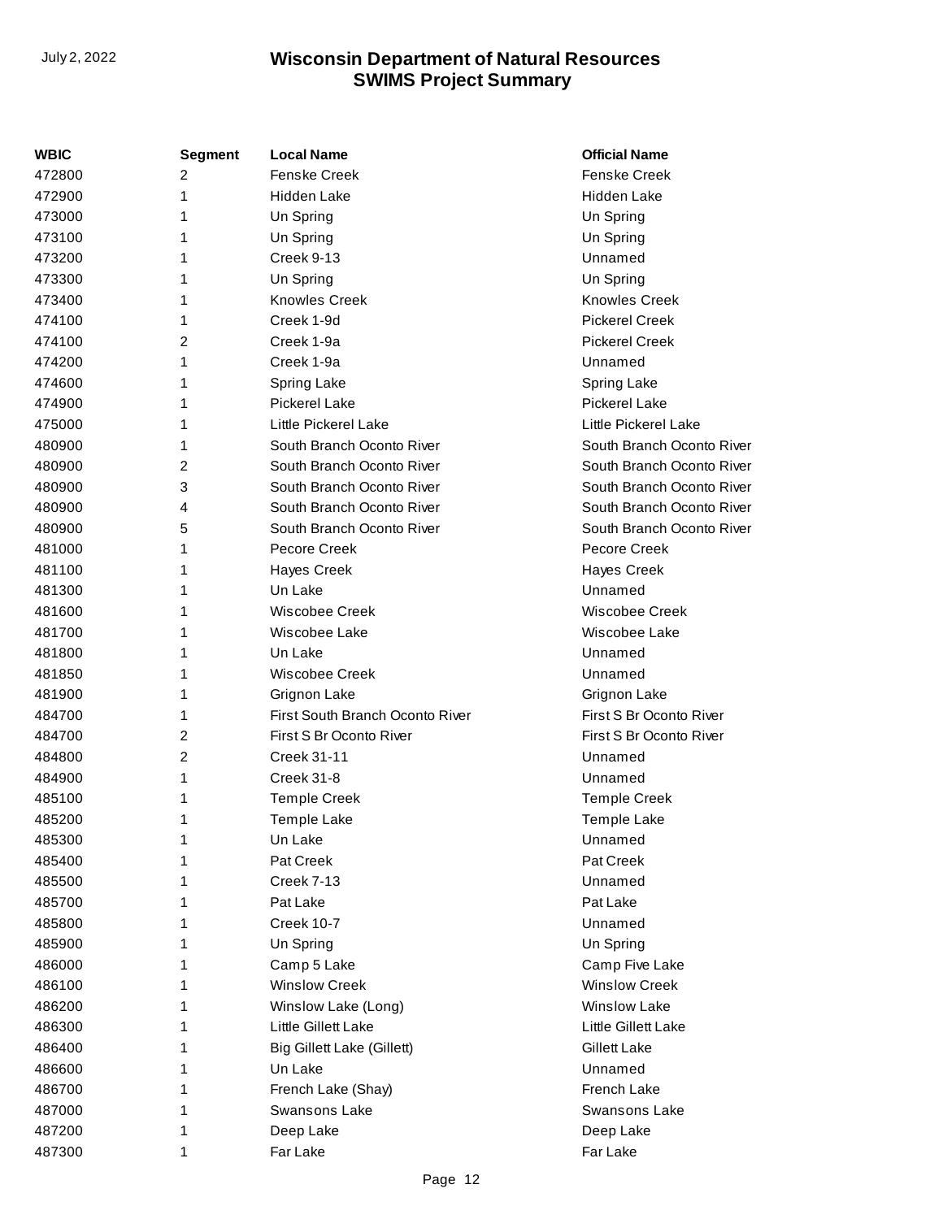| WBIC | Segment | Local Name | Official Name |
|---|---|---|---|
| 472800 | 2 | Fenske Creek | Fenske Creek |
| 472900 | 1 | Hidden Lake | Hidden Lake |
| 473000 | 1 | Un Spring | Un Spring |
| 473100 | 1 | Un Spring | Un Spring |
| 473200 | 1 | Creek 9-13 | Unnamed |
| 473300 | 1 | Un Spring | Un Spring |
| 473400 | 1 | Knowles Creek | Knowles Creek |
| 474100 | 1 | Creek 1-9d | Pickerel Creek |
| 474100 | 2 | Creek 1-9a | Pickerel Creek |
| 474200 | 1 | Creek 1-9a | Unnamed |
| 474600 | 1 | Spring Lake | Spring Lake |
| 474900 | 1 | Pickerel Lake | Pickerel Lake |
| 475000 | 1 | Little Pickerel Lake | Little Pickerel Lake |
| 480900 | 1 | South Branch Oconto River | South Branch Oconto River |
| 480900 | 2 | South Branch Oconto River | South Branch Oconto River |
| 480900 | 3 | South Branch Oconto River | South Branch Oconto River |
| 480900 | 4 | South Branch Oconto River | South Branch Oconto River |
| 480900 | 5 | South Branch Oconto River | South Branch Oconto River |
| 481000 | 1 | Pecore Creek | Pecore Creek |
| 481100 | 1 | Hayes Creek | Hayes Creek |
| 481300 | 1 | Un Lake | Unnamed |
| 481600 | 1 | Wiscobee Creek | Wiscobee Creek |
| 481700 | 1 | Wiscobee Lake | Wiscobee Lake |
| 481800 | 1 | Un Lake | Unnamed |
| 481850 | 1 | Wiscobee Creek | Unnamed |
| 481900 | 1 | Grignon Lake | Grignon Lake |
| 484700 | 1 | First South Branch Oconto River | First S Br Oconto River |
| 484700 | 2 | First S Br Oconto River | First S Br Oconto River |
| 484800 | 2 | Creek 31-11 | Unnamed |
| 484900 | 1 | Creek 31-8 | Unnamed |
| 485100 | 1 | Temple Creek | Temple Creek |
| 485200 | 1 | Temple Lake | Temple Lake |
| 485300 | 1 | Un Lake | Unnamed |
| 485400 | 1 | Pat Creek | Pat Creek |
| 485500 | 1 | Creek 7-13 | Unnamed |
| 485700 | 1 | Pat Lake | Pat Lake |
| 485800 | 1 | Creek 10-7 | Unnamed |
| 485900 | 1 | Un Spring | Un Spring |
| 486000 | 1 | Camp 5 Lake | Camp Five Lake |
| 486100 | 1 | Winslow Creek | Winslow Creek |
| 486200 | 1 | Winslow Lake (Long) | Winslow Lake |
| 486300 | 1 | Little Gillett Lake | Little Gillett Lake |
| 486400 | 1 | Big Gillett Lake (Gillett) | Gillett Lake |
| 486600 | 1 | Un Lake | Unnamed |
| 486700 | 1 | French Lake (Shay) | French Lake |
| 487000 | 1 | Swansons Lake | Swansons Lake |
| 487200 | 1 | Deep Lake | Deep Lake |
| 487300 | 1 | Far Lake | Far Lake |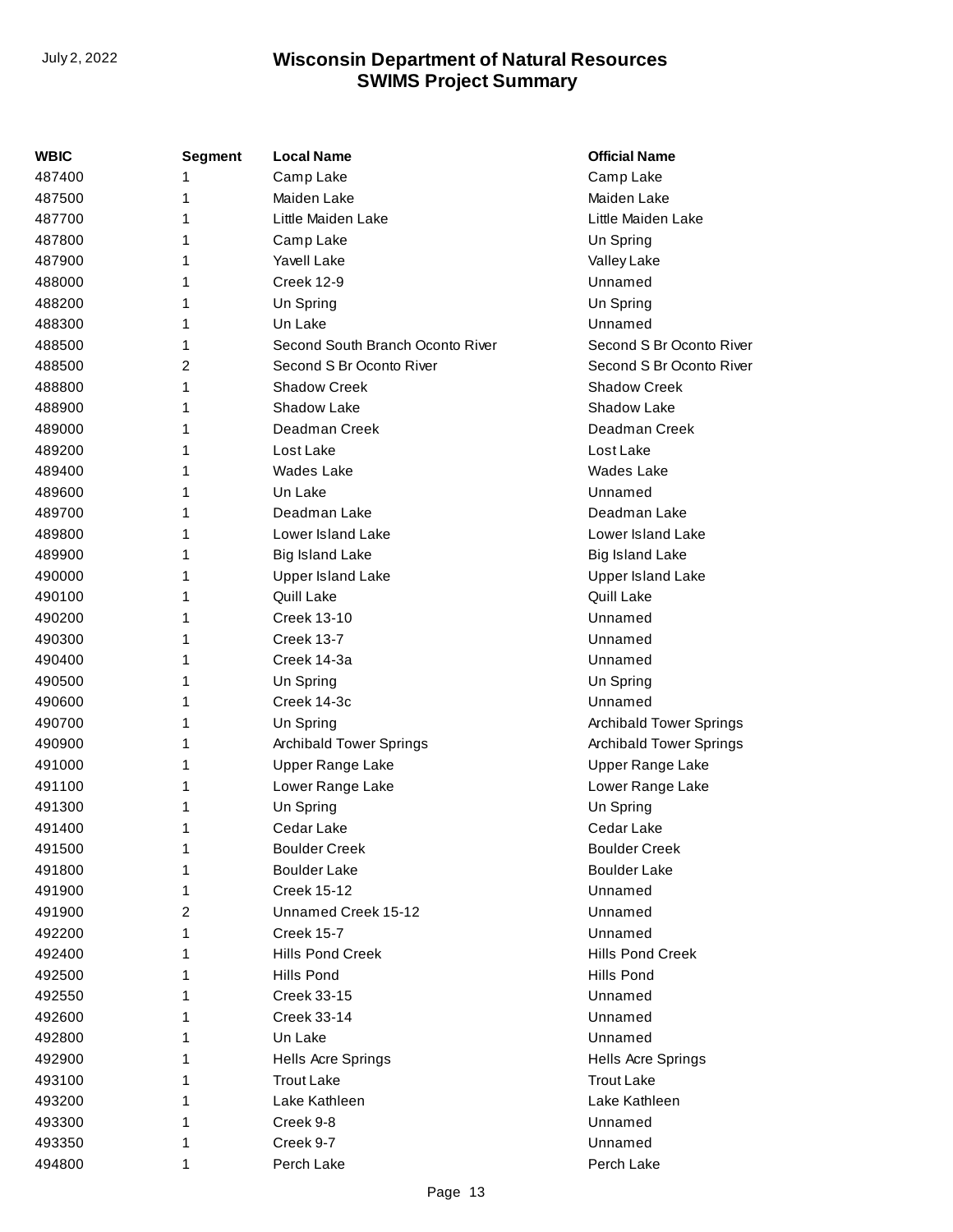| WBIC | Segment | Local Name | Official Name |
|---|---|---|---|
| 487400 | 1 | Camp Lake | Camp Lake |
| 487500 | 1 | Maiden Lake | Maiden Lake |
| 487700 | 1 | Little Maiden Lake | Little Maiden Lake |
| 487800 | 1 | Camp Lake | Un Spring |
| 487900 | 1 | Yavell Lake | Valley Lake |
| 488000 | 1 | Creek 12-9 | Unnamed |
| 488200 | 1 | Un Spring | Un Spring |
| 488300 | 1 | Un Lake | Unnamed |
| 488500 | 1 | Second South Branch Oconto River | Second S Br Oconto River |
| 488500 | 2 | Second S Br Oconto River | Second S Br Oconto River |
| 488800 | 1 | Shadow Creek | Shadow Creek |
| 488900 | 1 | Shadow Lake | Shadow Lake |
| 489000 | 1 | Deadman Creek | Deadman Creek |
| 489200 | 1 | Lost Lake | Lost Lake |
| 489400 | 1 | Wades Lake | Wades Lake |
| 489600 | 1 | Un Lake | Unnamed |
| 489700 | 1 | Deadman Lake | Deadman Lake |
| 489800 | 1 | Lower Island Lake | Lower Island Lake |
| 489900 | 1 | Big Island Lake | Big Island Lake |
| 490000 | 1 | Upper Island Lake | Upper Island Lake |
| 490100 | 1 | Quill Lake | Quill Lake |
| 490200 | 1 | Creek 13-10 | Unnamed |
| 490300 | 1 | Creek 13-7 | Unnamed |
| 490400 | 1 | Creek 14-3a | Unnamed |
| 490500 | 1 | Un Spring | Un Spring |
| 490600 | 1 | Creek 14-3c | Unnamed |
| 490700 | 1 | Un Spring | Archibald Tower Springs |
| 490900 | 1 | Archibald Tower Springs | Archibald Tower Springs |
| 491000 | 1 | Upper Range Lake | Upper Range Lake |
| 491100 | 1 | Lower Range Lake | Lower Range Lake |
| 491300 | 1 | Un Spring | Un Spring |
| 491400 | 1 | Cedar Lake | Cedar Lake |
| 491500 | 1 | Boulder Creek | Boulder Creek |
| 491800 | 1 | Boulder Lake | Boulder Lake |
| 491900 | 1 | Creek 15-12 | Unnamed |
| 491900 | 2 | Unnamed Creek 15-12 | Unnamed |
| 492200 | 1 | Creek 15-7 | Unnamed |
| 492400 | 1 | Hills Pond Creek | Hills Pond Creek |
| 492500 | 1 | Hills Pond | Hills Pond |
| 492550 | 1 | Creek 33-15 | Unnamed |
| 492600 | 1 | Creek 33-14 | Unnamed |
| 492800 | 1 | Un Lake | Unnamed |
| 492900 | 1 | Hells Acre Springs | Hells Acre Springs |
| 493100 | 1 | Trout Lake | Trout Lake |
| 493200 | 1 | Lake Kathleen | Lake Kathleen |
| 493300 | 1 | Creek 9-8 | Unnamed |
| 493350 | 1 | Creek 9-7 | Unnamed |
| 494800 | 1 | Perch Lake | Perch Lake |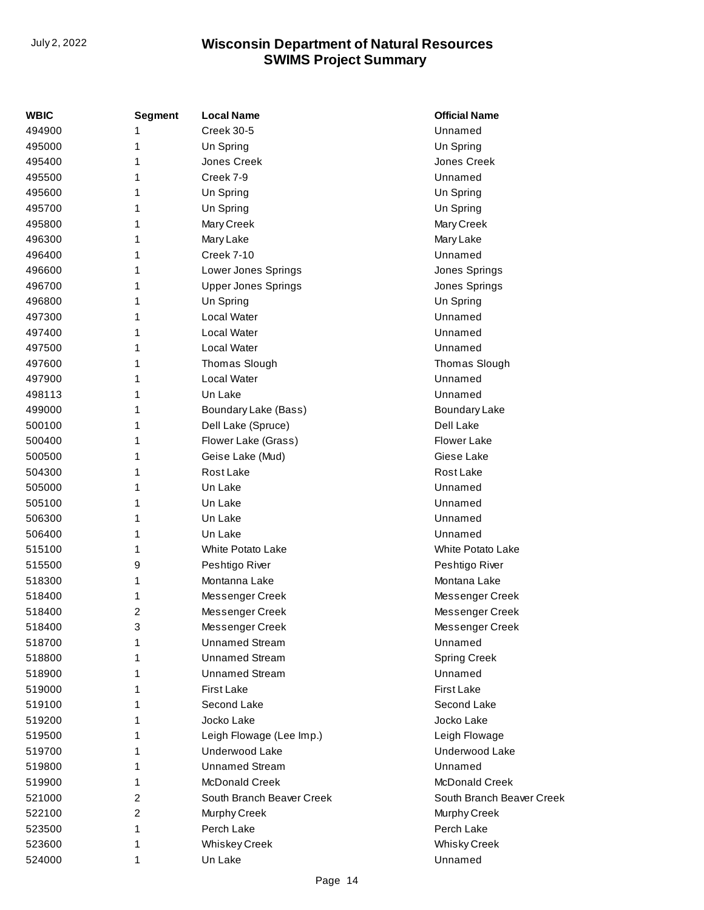| WBIC | Segment | Local Name | Official Name |
|---|---|---|---|
| 494900 | 1 | Creek 30-5 | Unnamed |
| 495000 | 1 | Un Spring | Un Spring |
| 495400 | 1 | Jones Creek | Jones Creek |
| 495500 | 1 | Creek 7-9 | Unnamed |
| 495600 | 1 | Un Spring | Un Spring |
| 495700 | 1 | Un Spring | Un Spring |
| 495800 | 1 | Mary Creek | Mary Creek |
| 496300 | 1 | Mary Lake | Mary Lake |
| 496400 | 1 | Creek 7-10 | Unnamed |
| 496600 | 1 | Lower Jones Springs | Jones Springs |
| 496700 | 1 | Upper Jones Springs | Jones Springs |
| 496800 | 1 | Un Spring | Un Spring |
| 497300 | 1 | Local Water | Unnamed |
| 497400 | 1 | Local Water | Unnamed |
| 497500 | 1 | Local Water | Unnamed |
| 497600 | 1 | Thomas Slough | Thomas Slough |
| 497900 | 1 | Local Water | Unnamed |
| 498113 | 1 | Un Lake | Unnamed |
| 499000 | 1 | Boundary Lake (Bass) | Boundary Lake |
| 500100 | 1 | Dell Lake (Spruce) | Dell Lake |
| 500400 | 1 | Flower Lake (Grass) | Flower Lake |
| 500500 | 1 | Geise Lake (Mud) | Giese Lake |
| 504300 | 1 | Rost Lake | Rost Lake |
| 505000 | 1 | Un Lake | Unnamed |
| 505100 | 1 | Un Lake | Unnamed |
| 506300 | 1 | Un Lake | Unnamed |
| 506400 | 1 | Un Lake | Unnamed |
| 515100 | 1 | White Potato Lake | White Potato Lake |
| 515500 | 9 | Peshtigo River | Peshtigo River |
| 518300 | 1 | Montanna Lake | Montana Lake |
| 518400 | 1 | Messenger Creek | Messenger Creek |
| 518400 | 2 | Messenger Creek | Messenger Creek |
| 518400 | 3 | Messenger Creek | Messenger Creek |
| 518700 | 1 | Unnamed Stream | Unnamed |
| 518800 | 1 | Unnamed Stream | Spring Creek |
| 518900 | 1 | Unnamed Stream | Unnamed |
| 519000 | 1 | First Lake | First Lake |
| 519100 | 1 | Second Lake | Second Lake |
| 519200 | 1 | Jocko Lake | Jocko Lake |
| 519500 | 1 | Leigh Flowage (Lee Imp.) | Leigh Flowage |
| 519700 | 1 | Underwood Lake | Underwood Lake |
| 519800 | 1 | Unnamed Stream | Unnamed |
| 519900 | 1 | McDonald Creek | McDonald Creek |
| 521000 | 2 | South Branch Beaver Creek | South Branch Beaver Creek |
| 522100 | 2 | Murphy Creek | Murphy Creek |
| 523500 | 1 | Perch Lake | Perch Lake |
| 523600 | 1 | Whiskey Creek | Whisky Creek |
| 524000 | 1 | Un Lake | Unnamed |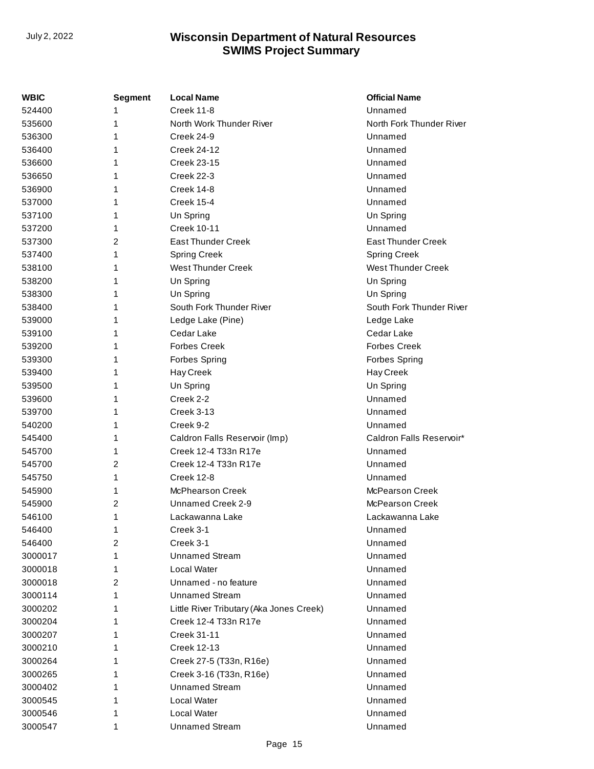| WBIC | Segment | Local Name | Official Name |
|---|---|---|---|
| 524400 | 1 | Creek 11-8 | Unnamed |
| 535600 | 1 | North Work Thunder River | North Fork Thunder River |
| 536300 | 1 | Creek 24-9 | Unnamed |
| 536400 | 1 | Creek 24-12 | Unnamed |
| 536600 | 1 | Creek 23-15 | Unnamed |
| 536650 | 1 | Creek 22-3 | Unnamed |
| 536900 | 1 | Creek 14-8 | Unnamed |
| 537000 | 1 | Creek 15-4 | Unnamed |
| 537100 | 1 | Un Spring | Un Spring |
| 537200 | 1 | Creek 10-11 | Unnamed |
| 537300 | 2 | East Thunder Creek | East Thunder Creek |
| 537400 | 1 | Spring Creek | Spring Creek |
| 538100 | 1 | West Thunder Creek | West Thunder Creek |
| 538200 | 1 | Un Spring | Un Spring |
| 538300 | 1 | Un Spring | Un Spring |
| 538400 | 1 | South Fork Thunder River | South Fork Thunder River |
| 539000 | 1 | Ledge Lake (Pine) | Ledge Lake |
| 539100 | 1 | Cedar Lake | Cedar Lake |
| 539200 | 1 | Forbes Creek | Forbes Creek |
| 539300 | 1 | Forbes Spring | Forbes Spring |
| 539400 | 1 | Hay Creek | Hay Creek |
| 539500 | 1 | Un Spring | Un Spring |
| 539600 | 1 | Creek 2-2 | Unnamed |
| 539700 | 1 | Creek 3-13 | Unnamed |
| 540200 | 1 | Creek 9-2 | Unnamed |
| 545400 | 1 | Caldron Falls Reservoir (Imp) | Caldron Falls Reservoir* |
| 545700 | 1 | Creek 12-4 T33n R17e | Unnamed |
| 545700 | 2 | Creek 12-4 T33n R17e | Unnamed |
| 545750 | 1 | Creek 12-8 | Unnamed |
| 545900 | 1 | McPhearson Creek | McPearson Creek |
| 545900 | 2 | Unnamed Creek 2-9 | McPearson Creek |
| 546100 | 1 | Lackawanna Lake | Lackawanna Lake |
| 546400 | 1 | Creek 3-1 | Unnamed |
| 546400 | 2 | Creek 3-1 | Unnamed |
| 3000017 | 1 | Unnamed Stream | Unnamed |
| 3000018 | 1 | Local Water | Unnamed |
| 3000018 | 2 | Unnamed - no feature | Unnamed |
| 3000114 | 1 | Unnamed Stream | Unnamed |
| 3000202 | 1 | Little River Tributary (Aka Jones Creek) | Unnamed |
| 3000204 | 1 | Creek 12-4 T33n R17e | Unnamed |
| 3000207 | 1 | Creek 31-11 | Unnamed |
| 3000210 | 1 | Creek 12-13 | Unnamed |
| 3000264 | 1 | Creek 27-5 (T33n, R16e) | Unnamed |
| 3000265 | 1 | Creek 3-16 (T33n, R16e) | Unnamed |
| 3000402 | 1 | Unnamed Stream | Unnamed |
| 3000545 | 1 | Local Water | Unnamed |
| 3000546 | 1 | Local Water | Unnamed |
| 3000547 | 1 | Unnamed Stream | Unnamed |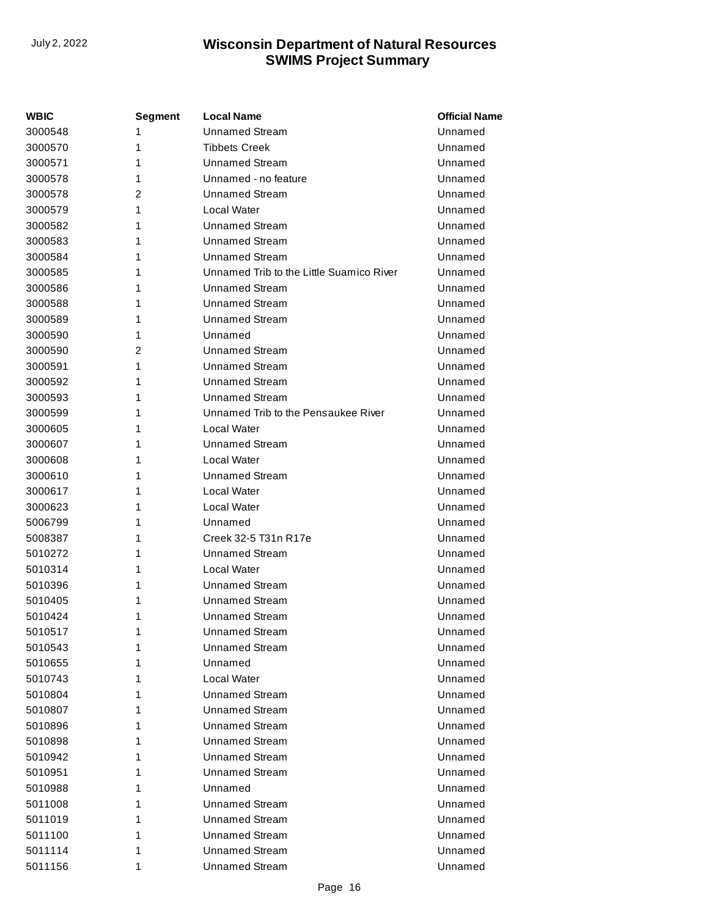| WBIC | Segment | Local Name | Official Name |
|---|---|---|---|
| 3000548 | 1 | Unnamed Stream | Unnamed |
| 3000570 | 1 | Tibbets Creek | Unnamed |
| 3000571 | 1 | Unnamed Stream | Unnamed |
| 3000578 | 1 | Unnamed - no feature | Unnamed |
| 3000578 | 2 | Unnamed Stream | Unnamed |
| 3000579 | 1 | Local Water | Unnamed |
| 3000582 | 1 | Unnamed Stream | Unnamed |
| 3000583 | 1 | Unnamed Stream | Unnamed |
| 3000584 | 1 | Unnamed Stream | Unnamed |
| 3000585 | 1 | Unnamed Trib to the Little Suamico River | Unnamed |
| 3000586 | 1 | Unnamed Stream | Unnamed |
| 3000588 | 1 | Unnamed Stream | Unnamed |
| 3000589 | 1 | Unnamed Stream | Unnamed |
| 3000590 | 1 | Unnamed | Unnamed |
| 3000590 | 2 | Unnamed Stream | Unnamed |
| 3000591 | 1 | Unnamed Stream | Unnamed |
| 3000592 | 1 | Unnamed Stream | Unnamed |
| 3000593 | 1 | Unnamed Stream | Unnamed |
| 3000599 | 1 | Unnamed Trib to the Pensaukee River | Unnamed |
| 3000605 | 1 | Local Water | Unnamed |
| 3000607 | 1 | Unnamed Stream | Unnamed |
| 3000608 | 1 | Local Water | Unnamed |
| 3000610 | 1 | Unnamed Stream | Unnamed |
| 3000617 | 1 | Local Water | Unnamed |
| 3000623 | 1 | Local Water | Unnamed |
| 5006799 | 1 | Unnamed | Unnamed |
| 5008387 | 1 | Creek 32-5 T31n R17e | Unnamed |
| 5010272 | 1 | Unnamed Stream | Unnamed |
| 5010314 | 1 | Local Water | Unnamed |
| 5010396 | 1 | Unnamed Stream | Unnamed |
| 5010405 | 1 | Unnamed Stream | Unnamed |
| 5010424 | 1 | Unnamed Stream | Unnamed |
| 5010517 | 1 | Unnamed Stream | Unnamed |
| 5010543 | 1 | Unnamed Stream | Unnamed |
| 5010655 | 1 | Unnamed | Unnamed |
| 5010743 | 1 | Local Water | Unnamed |
| 5010804 | 1 | Unnamed Stream | Unnamed |
| 5010807 | 1 | Unnamed Stream | Unnamed |
| 5010896 | 1 | Unnamed Stream | Unnamed |
| 5010898 | 1 | Unnamed Stream | Unnamed |
| 5010942 | 1 | Unnamed Stream | Unnamed |
| 5010951 | 1 | Unnamed Stream | Unnamed |
| 5010988 | 1 | Unnamed | Unnamed |
| 5011008 | 1 | Unnamed Stream | Unnamed |
| 5011019 | 1 | Unnamed Stream | Unnamed |
| 5011100 | 1 | Unnamed Stream | Unnamed |
| 5011114 | 1 | Unnamed Stream | Unnamed |
| 5011156 | 1 | Unnamed Stream | Unnamed |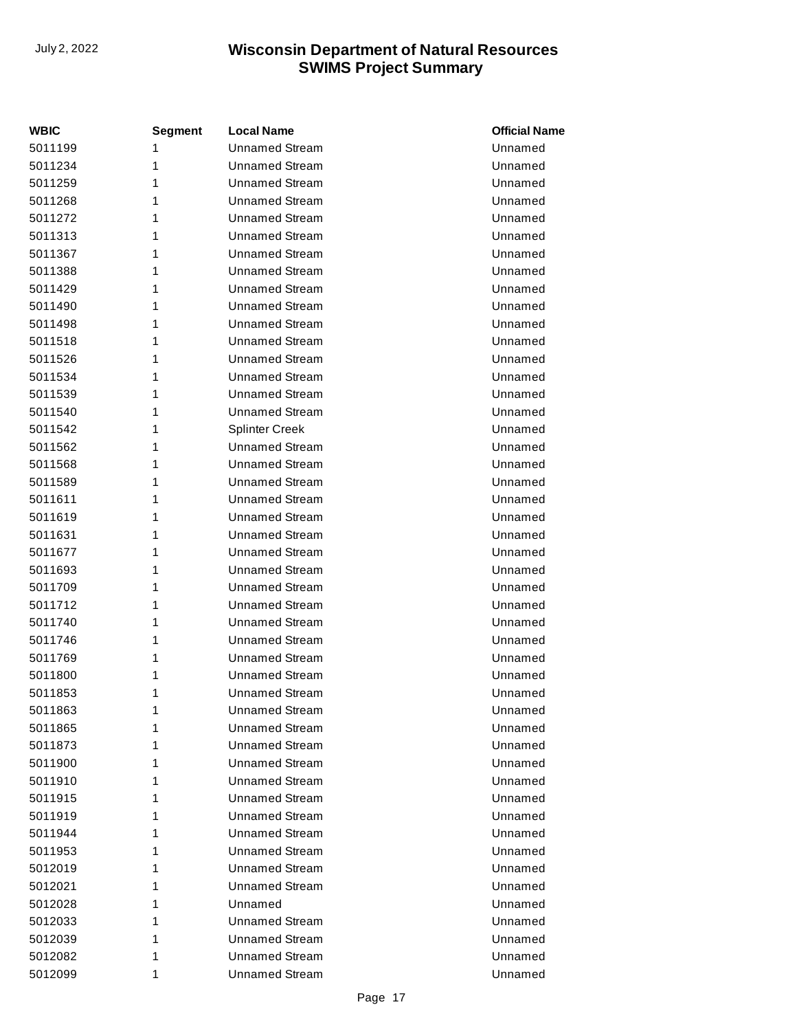| WBIC | Segment | Local Name | Official Name |
| --- | --- | --- | --- |
| 5011199 | 1 | Unnamed Stream | Unnamed |
| 5011234 | 1 | Unnamed Stream | Unnamed |
| 5011259 | 1 | Unnamed Stream | Unnamed |
| 5011268 | 1 | Unnamed Stream | Unnamed |
| 5011272 | 1 | Unnamed Stream | Unnamed |
| 5011313 | 1 | Unnamed Stream | Unnamed |
| 5011367 | 1 | Unnamed Stream | Unnamed |
| 5011388 | 1 | Unnamed Stream | Unnamed |
| 5011429 | 1 | Unnamed Stream | Unnamed |
| 5011490 | 1 | Unnamed Stream | Unnamed |
| 5011498 | 1 | Unnamed Stream | Unnamed |
| 5011518 | 1 | Unnamed Stream | Unnamed |
| 5011526 | 1 | Unnamed Stream | Unnamed |
| 5011534 | 1 | Unnamed Stream | Unnamed |
| 5011539 | 1 | Unnamed Stream | Unnamed |
| 5011540 | 1 | Unnamed Stream | Unnamed |
| 5011542 | 1 | Splinter Creek | Unnamed |
| 5011562 | 1 | Unnamed Stream | Unnamed |
| 5011568 | 1 | Unnamed Stream | Unnamed |
| 5011589 | 1 | Unnamed Stream | Unnamed |
| 5011611 | 1 | Unnamed Stream | Unnamed |
| 5011619 | 1 | Unnamed Stream | Unnamed |
| 5011631 | 1 | Unnamed Stream | Unnamed |
| 5011677 | 1 | Unnamed Stream | Unnamed |
| 5011693 | 1 | Unnamed Stream | Unnamed |
| 5011709 | 1 | Unnamed Stream | Unnamed |
| 5011712 | 1 | Unnamed Stream | Unnamed |
| 5011740 | 1 | Unnamed Stream | Unnamed |
| 5011746 | 1 | Unnamed Stream | Unnamed |
| 5011769 | 1 | Unnamed Stream | Unnamed |
| 5011800 | 1 | Unnamed Stream | Unnamed |
| 5011853 | 1 | Unnamed Stream | Unnamed |
| 5011863 | 1 | Unnamed Stream | Unnamed |
| 5011865 | 1 | Unnamed Stream | Unnamed |
| 5011873 | 1 | Unnamed Stream | Unnamed |
| 5011900 | 1 | Unnamed Stream | Unnamed |
| 5011910 | 1 | Unnamed Stream | Unnamed |
| 5011915 | 1 | Unnamed Stream | Unnamed |
| 5011919 | 1 | Unnamed Stream | Unnamed |
| 5011944 | 1 | Unnamed Stream | Unnamed |
| 5011953 | 1 | Unnamed Stream | Unnamed |
| 5012019 | 1 | Unnamed Stream | Unnamed |
| 5012021 | 1 | Unnamed Stream | Unnamed |
| 5012028 | 1 | Unnamed | Unnamed |
| 5012033 | 1 | Unnamed Stream | Unnamed |
| 5012039 | 1 | Unnamed Stream | Unnamed |
| 5012082 | 1 | Unnamed Stream | Unnamed |
| 5012099 | 1 | Unnamed Stream | Unnamed |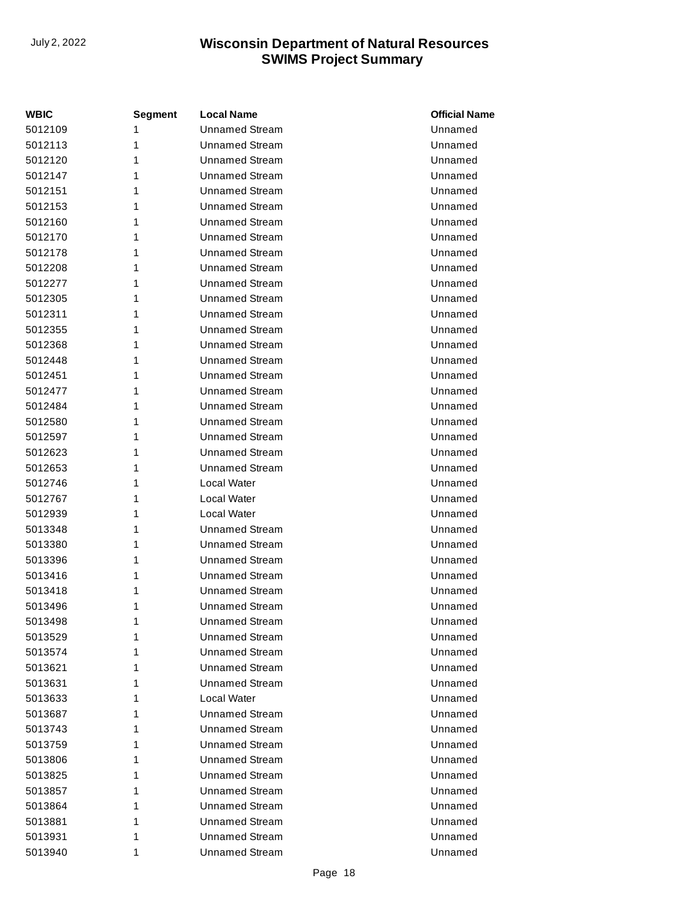| WBIC | Segment | Local Name | Official Name |
|---|---|---|---|
| 5012109 | 1 | Unnamed Stream | Unnamed |
| 5012113 | 1 | Unnamed Stream | Unnamed |
| 5012120 | 1 | Unnamed Stream | Unnamed |
| 5012147 | 1 | Unnamed Stream | Unnamed |
| 5012151 | 1 | Unnamed Stream | Unnamed |
| 5012153 | 1 | Unnamed Stream | Unnamed |
| 5012160 | 1 | Unnamed Stream | Unnamed |
| 5012170 | 1 | Unnamed Stream | Unnamed |
| 5012178 | 1 | Unnamed Stream | Unnamed |
| 5012208 | 1 | Unnamed Stream | Unnamed |
| 5012277 | 1 | Unnamed Stream | Unnamed |
| 5012305 | 1 | Unnamed Stream | Unnamed |
| 5012311 | 1 | Unnamed Stream | Unnamed |
| 5012355 | 1 | Unnamed Stream | Unnamed |
| 5012368 | 1 | Unnamed Stream | Unnamed |
| 5012448 | 1 | Unnamed Stream | Unnamed |
| 5012451 | 1 | Unnamed Stream | Unnamed |
| 5012477 | 1 | Unnamed Stream | Unnamed |
| 5012484 | 1 | Unnamed Stream | Unnamed |
| 5012580 | 1 | Unnamed Stream | Unnamed |
| 5012597 | 1 | Unnamed Stream | Unnamed |
| 5012623 | 1 | Unnamed Stream | Unnamed |
| 5012653 | 1 | Unnamed Stream | Unnamed |
| 5012746 | 1 | Local Water | Unnamed |
| 5012767 | 1 | Local Water | Unnamed |
| 5012939 | 1 | Local Water | Unnamed |
| 5013348 | 1 | Unnamed Stream | Unnamed |
| 5013380 | 1 | Unnamed Stream | Unnamed |
| 5013396 | 1 | Unnamed Stream | Unnamed |
| 5013416 | 1 | Unnamed Stream | Unnamed |
| 5013418 | 1 | Unnamed Stream | Unnamed |
| 5013496 | 1 | Unnamed Stream | Unnamed |
| 5013498 | 1 | Unnamed Stream | Unnamed |
| 5013529 | 1 | Unnamed Stream | Unnamed |
| 5013574 | 1 | Unnamed Stream | Unnamed |
| 5013621 | 1 | Unnamed Stream | Unnamed |
| 5013631 | 1 | Unnamed Stream | Unnamed |
| 5013633 | 1 | Local Water | Unnamed |
| 5013687 | 1 | Unnamed Stream | Unnamed |
| 5013743 | 1 | Unnamed Stream | Unnamed |
| 5013759 | 1 | Unnamed Stream | Unnamed |
| 5013806 | 1 | Unnamed Stream | Unnamed |
| 5013825 | 1 | Unnamed Stream | Unnamed |
| 5013857 | 1 | Unnamed Stream | Unnamed |
| 5013864 | 1 | Unnamed Stream | Unnamed |
| 5013881 | 1 | Unnamed Stream | Unnamed |
| 5013931 | 1 | Unnamed Stream | Unnamed |
| 5013940 | 1 | Unnamed Stream | Unnamed |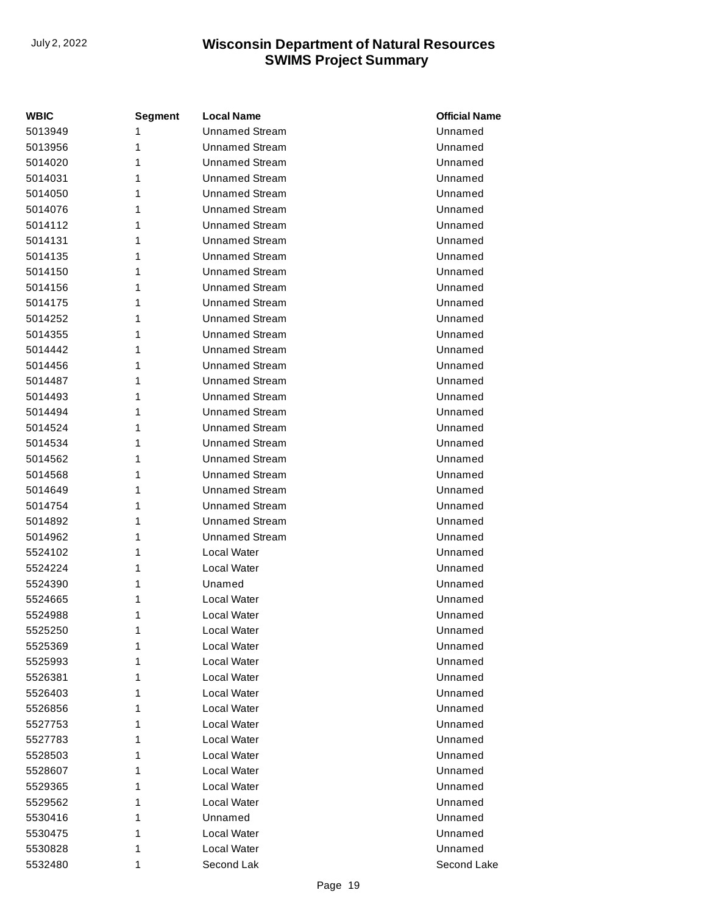| WBIC | Segment | Local Name | Official Name |
|---|---|---|---|
| 5013949 | 1 | Unnamed Stream | Unnamed |
| 5013956 | 1 | Unnamed Stream | Unnamed |
| 5014020 | 1 | Unnamed Stream | Unnamed |
| 5014031 | 1 | Unnamed Stream | Unnamed |
| 5014050 | 1 | Unnamed Stream | Unnamed |
| 5014076 | 1 | Unnamed Stream | Unnamed |
| 5014112 | 1 | Unnamed Stream | Unnamed |
| 5014131 | 1 | Unnamed Stream | Unnamed |
| 5014135 | 1 | Unnamed Stream | Unnamed |
| 5014150 | 1 | Unnamed Stream | Unnamed |
| 5014156 | 1 | Unnamed Stream | Unnamed |
| 5014175 | 1 | Unnamed Stream | Unnamed |
| 5014252 | 1 | Unnamed Stream | Unnamed |
| 5014355 | 1 | Unnamed Stream | Unnamed |
| 5014442 | 1 | Unnamed Stream | Unnamed |
| 5014456 | 1 | Unnamed Stream | Unnamed |
| 5014487 | 1 | Unnamed Stream | Unnamed |
| 5014493 | 1 | Unnamed Stream | Unnamed |
| 5014494 | 1 | Unnamed Stream | Unnamed |
| 5014524 | 1 | Unnamed Stream | Unnamed |
| 5014534 | 1 | Unnamed Stream | Unnamed |
| 5014562 | 1 | Unnamed Stream | Unnamed |
| 5014568 | 1 | Unnamed Stream | Unnamed |
| 5014649 | 1 | Unnamed Stream | Unnamed |
| 5014754 | 1 | Unnamed Stream | Unnamed |
| 5014892 | 1 | Unnamed Stream | Unnamed |
| 5014962 | 1 | Unnamed Stream | Unnamed |
| 5524102 | 1 | Local Water | Unnamed |
| 5524224 | 1 | Local Water | Unnamed |
| 5524390 | 1 | Unamed | Unnamed |
| 5524665 | 1 | Local Water | Unnamed |
| 5524988 | 1 | Local Water | Unnamed |
| 5525250 | 1 | Local Water | Unnamed |
| 5525369 | 1 | Local Water | Unnamed |
| 5525993 | 1 | Local Water | Unnamed |
| 5526381 | 1 | Local Water | Unnamed |
| 5526403 | 1 | Local Water | Unnamed |
| 5526856 | 1 | Local Water | Unnamed |
| 5527753 | 1 | Local Water | Unnamed |
| 5527783 | 1 | Local Water | Unnamed |
| 5528503 | 1 | Local Water | Unnamed |
| 5528607 | 1 | Local Water | Unnamed |
| 5529365 | 1 | Local Water | Unnamed |
| 5529562 | 1 | Local Water | Unnamed |
| 5530416 | 1 | Unnamed | Unnamed |
| 5530475 | 1 | Local Water | Unnamed |
| 5530828 | 1 | Local Water | Unnamed |
| 5532480 | 1 | Second Lak | Second Lake |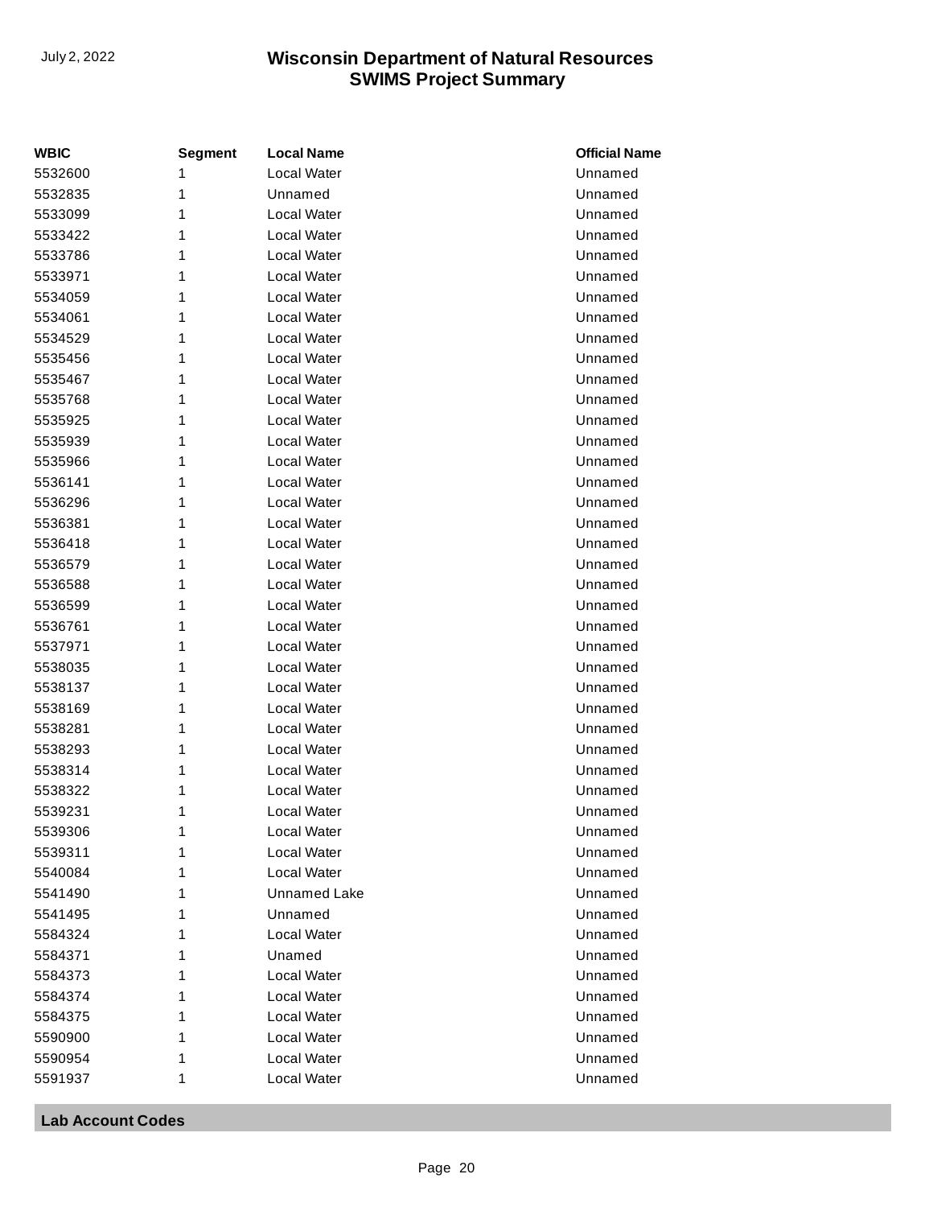| WBIC | Segment | Local Name | Official Name |
|---|---|---|---|
| 5532600 | 1 | Local Water | Unnamed |
| 5532835 | 1 | Unnamed | Unnamed |
| 5533099 | 1 | Local Water | Unnamed |
| 5533422 | 1 | Local Water | Unnamed |
| 5533786 | 1 | Local Water | Unnamed |
| 5533971 | 1 | Local Water | Unnamed |
| 5534059 | 1 | Local Water | Unnamed |
| 5534061 | 1 | Local Water | Unnamed |
| 5534529 | 1 | Local Water | Unnamed |
| 5535456 | 1 | Local Water | Unnamed |
| 5535467 | 1 | Local Water | Unnamed |
| 5535768 | 1 | Local Water | Unnamed |
| 5535925 | 1 | Local Water | Unnamed |
| 5535939 | 1 | Local Water | Unnamed |
| 5535966 | 1 | Local Water | Unnamed |
| 5536141 | 1 | Local Water | Unnamed |
| 5536296 | 1 | Local Water | Unnamed |
| 5536381 | 1 | Local Water | Unnamed |
| 5536418 | 1 | Local Water | Unnamed |
| 5536579 | 1 | Local Water | Unnamed |
| 5536588 | 1 | Local Water | Unnamed |
| 5536599 | 1 | Local Water | Unnamed |
| 5536761 | 1 | Local Water | Unnamed |
| 5537971 | 1 | Local Water | Unnamed |
| 5538035 | 1 | Local Water | Unnamed |
| 5538137 | 1 | Local Water | Unnamed |
| 5538169 | 1 | Local Water | Unnamed |
| 5538281 | 1 | Local Water | Unnamed |
| 5538293 | 1 | Local Water | Unnamed |
| 5538314 | 1 | Local Water | Unnamed |
| 5538322 | 1 | Local Water | Unnamed |
| 5539231 | 1 | Local Water | Unnamed |
| 5539306 | 1 | Local Water | Unnamed |
| 5539311 | 1 | Local Water | Unnamed |
| 5540084 | 1 | Local Water | Unnamed |
| 5541490 | 1 | Unnamed Lake | Unnamed |
| 5541495 | 1 | Unnamed | Unnamed |
| 5584324 | 1 | Local Water | Unnamed |
| 5584371 | 1 | Unamed | Unnamed |
| 5584373 | 1 | Local Water | Unnamed |
| 5584374 | 1 | Local Water | Unnamed |
| 5584375 | 1 | Local Water | Unnamed |
| 5590900 | 1 | Local Water | Unnamed |
| 5590954 | 1 | Local Water | Unnamed |
| 5591937 | 1 | Local Water | Unnamed |

## Lab Account Codes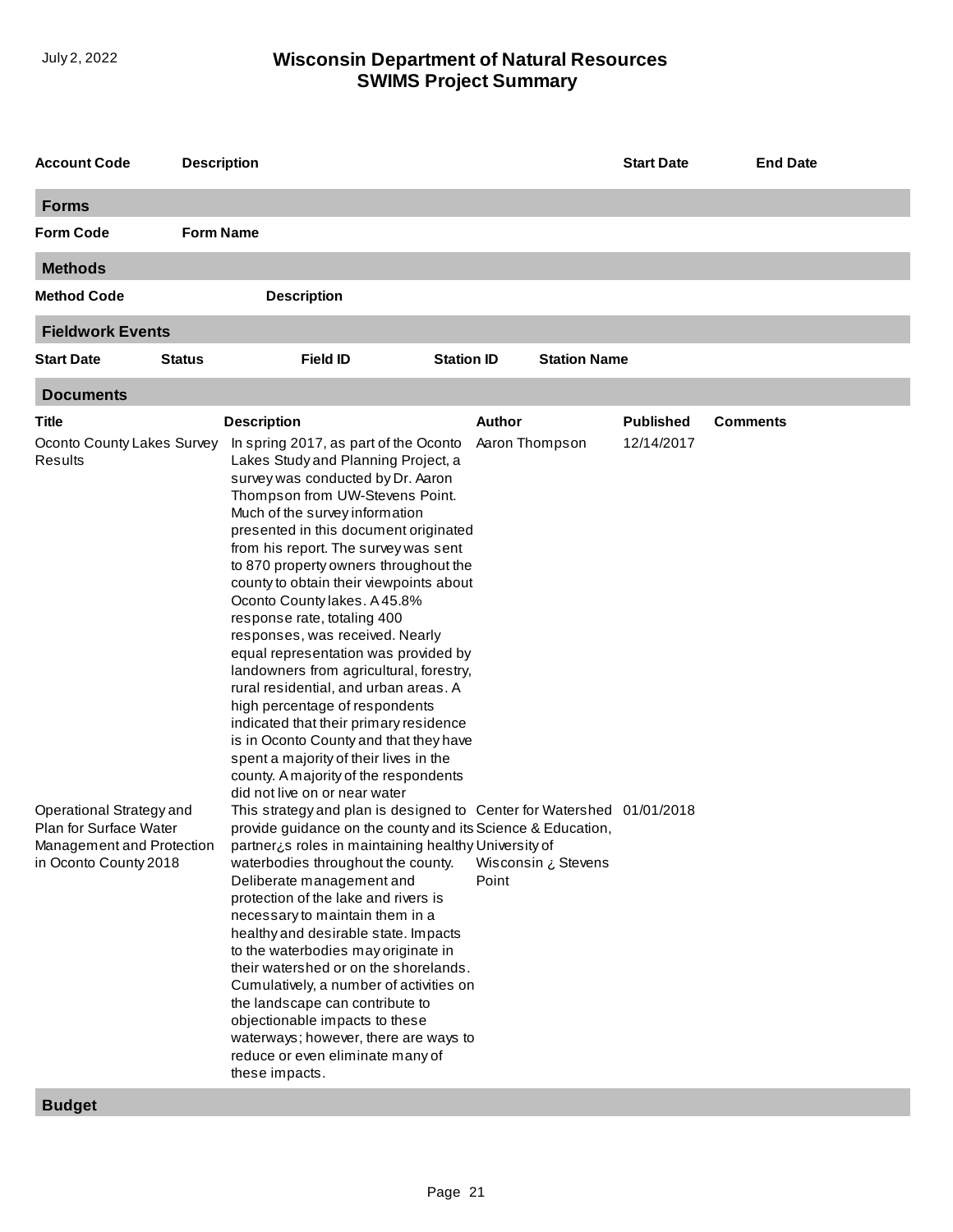# Wisconsin Department of Natural Resources
## SWIMS Project Summary

| Account Code | Description | Start Date | End Date |
|---|---|---|---|

## Forms

| Form Code | Form Name |
|---|---|

## Methods

| Method Code | Description |
|---|---|

## Fieldwork Events

| Start Date | Status | Field ID | Station ID | Station Name |
|---|---|---|---|---|

## Documents

| Title | Description | Author | Published | Comments |
|---|---|---|---|---|
| Oconto County Lakes Survey Results | In spring 2017, as part of the Oconto Lakes Study and Planning Project, a survey was conducted by Dr. Aaron Thompson from UW-Stevens Point. Much of the survey information presented in this document originated from his report. The survey was sent to 870 property owners throughout the county to obtain their viewpoints about Oconto County lakes. A 45.8% response rate, totaling 400 responses, was received. Nearly equal representation was provided by landowners from agricultural, forestry, rural residential, and urban areas. A high percentage of respondents indicated that their primary residence is in Oconto County and that they have spent a majority of their lives in the county. A majority of the respondents did not live on or near water | Aaron Thompson | 12/14/2017 | |
| Operational Strategy and Plan for Surface Water Management and Protection in Oconto County 2018 | This strategy and plan is designed to provide guidance on the county and its partner¿s roles in maintaining healthy waterbodies throughout the county. Deliberate management and protection of the lake and rivers is necessary to maintain them in a healthy and desirable state. Impacts to the waterbodies may originate in their watershed or on the shorelands. Cumulatively, a number of activities on the landscape can contribute to objectionable impacts to these waterways; however, there are ways to reduce or even eliminate many of these impacts. | Center for Watershed Science & Education, University of Wisconsin ¿ Stevens Point | 01/01/2018 | |

## Budget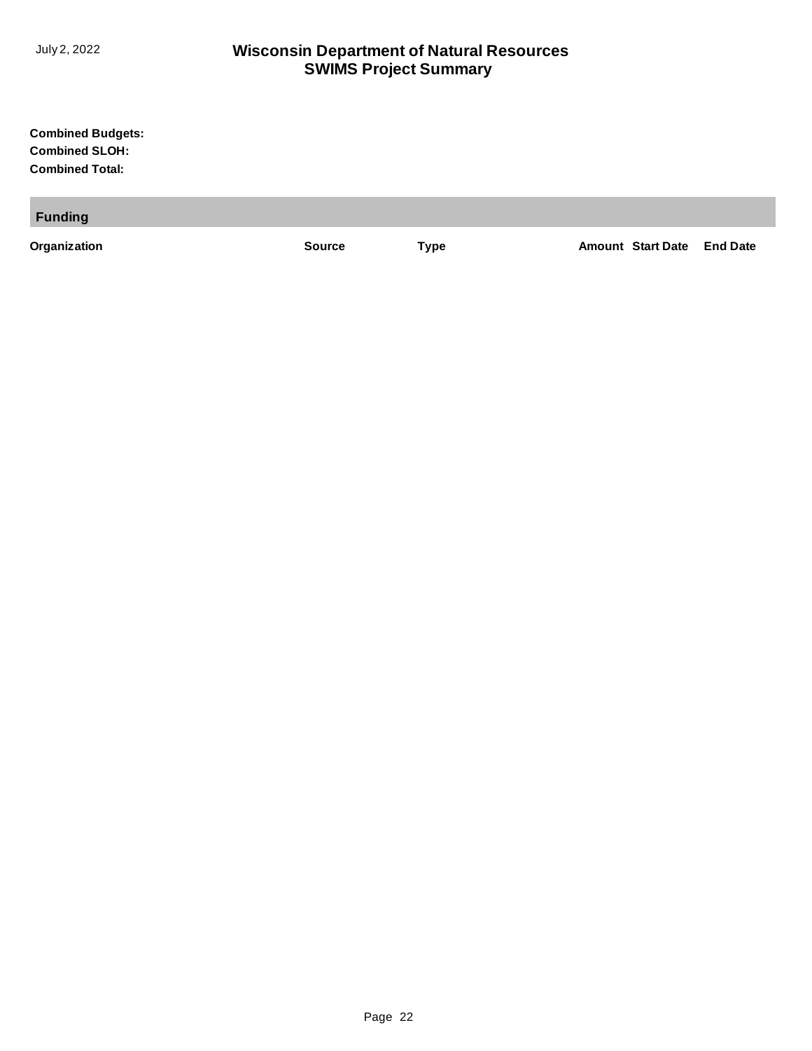**Combined Budgets:**

**Combined SLOH:**

**Combined Total:**

## Funding

| Organization | Source | Type | Amount | Start Date | End Date |
| --- | --- | --- | --- | --- | --- |